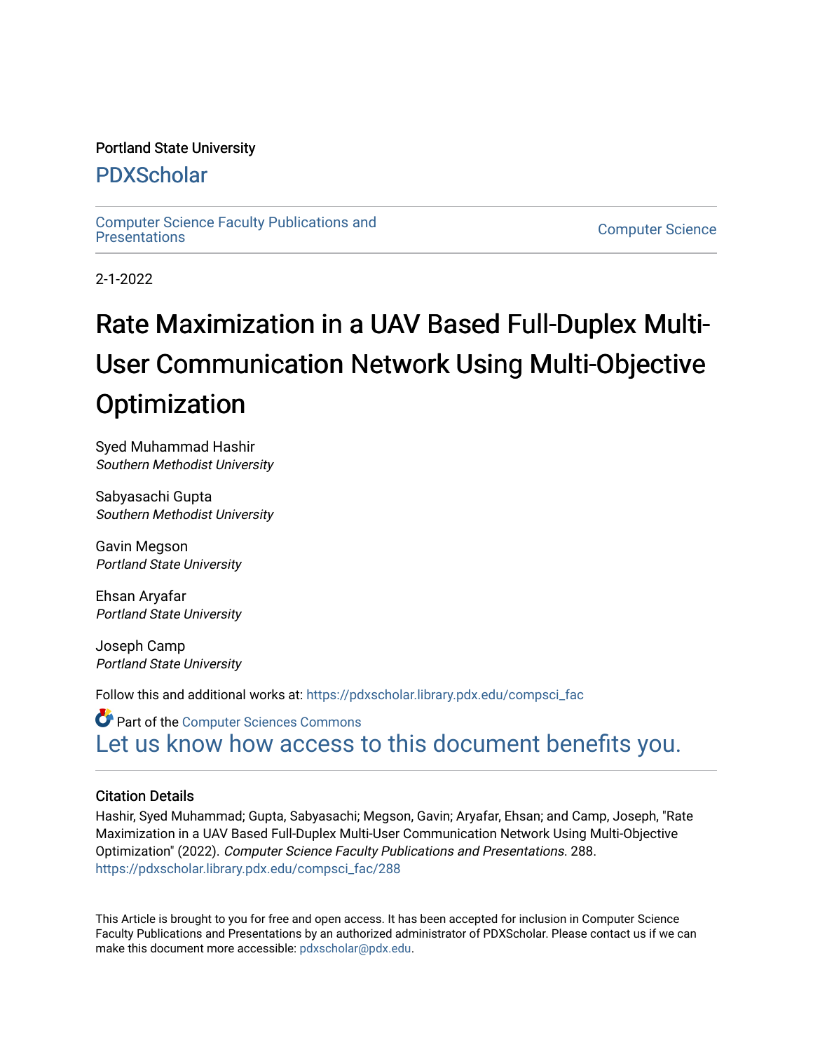Portland State University

# PDXScholar

Computer Science Faculty Publications and Presentations

Computer Science

2-1-2022

# Rate Maximization in a UAV Based Full-Duplex Multi-User Communication Network Using Multi-Objective Optimization

Syed Muhammad Hashir
*Southern Methodist University*

Sabyasachi Gupta
*Southern Methodist University*

Gavin Megson
*Portland State University*

Ehsan Aryafar
*Portland State University*

Joseph Camp
*Portland State University*

Follow this and additional works at: https://pdxscholar.library.pdx.edu/compsci_fac

Part of the Computer Sciences Commons

Let us know how access to this document benefits you.

### Citation Details

Hashir, Syed Muhammad; Gupta, Sabyasachi; Megson, Gavin; Aryafar, Ehsan; and Camp, Joseph, "Rate Maximization in a UAV Based Full-Duplex Multi-User Communication Network Using Multi-Objective Optimization" (2022). *Computer Science Faculty Publications and Presentations*. 288.
https://pdxscholar.library.pdx.edu/compsci_fac/288

This Article is brought to you for free and open access. It has been accepted for inclusion in Computer Science Faculty Publications and Presentations by an authorized administrator of PDXScholar. Please contact us if we can make this document more accessible: pdxscholar@pdx.edu.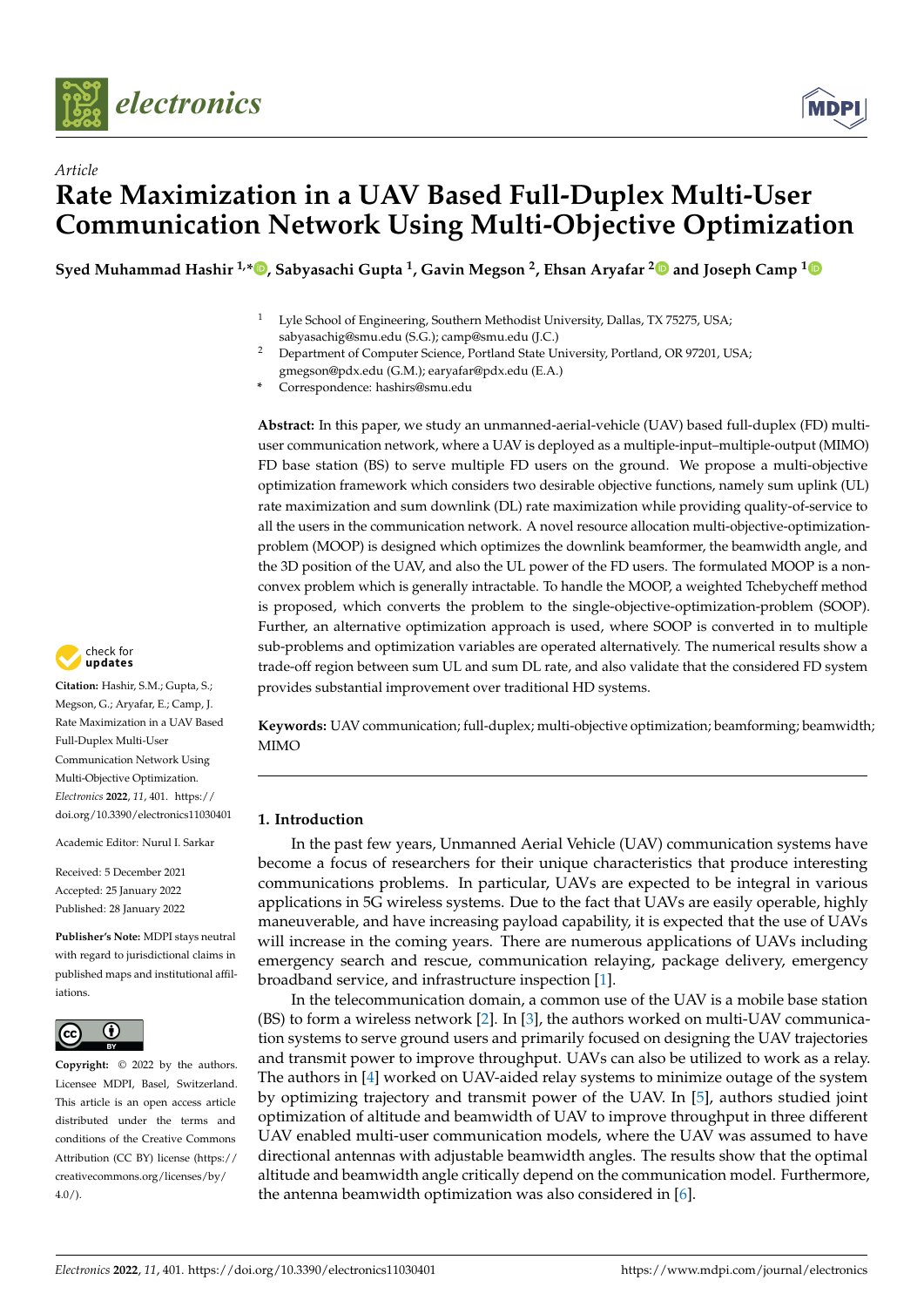# Article

# Rate Maximization in a UAV Based Full-Duplex Multi-User Communication Network Using Multi-Objective Optimization

**Syed Muhammad Hashir [1,*], Sabyasachi Gupta [1], Gavin Megson [2], Ehsan Aryafar [2] and Joseph Camp [1]**

[1] Lyle School of Engineering, Southern Methodist University, Dallas, TX 75275, USA; sabyasachig@smu.edu (S.G.); camp@smu.edu (J.C.)

[2] Department of Computer Science, Portland State University, Portland, OR 97201, USA; gmegson@pdx.edu (G.M.); earyafar@pdx.edu (E.A.)

\* Correspondence: hashirs@smu.edu

**Abstract:** In this paper, we study an unmanned-aerial-vehicle (UAV) based full-duplex (FD) multi-user communication network, where a UAV is deployed as a multiple-input–multiple-output (MIMO) FD base station (BS) to serve multiple FD users on the ground. We propose a multi-objective optimization framework which considers two desirable objective functions, namely sum uplink (UL) rate maximization and sum downlink (DL) rate maximization while providing quality-of-service to all the users in the communication network. A novel resource allocation multi-objective-optimization-problem (MOOP) is designed which optimizes the downlink beamformer, the beamwidth angle, and the 3D position of the UAV, and also the UL power of the FD users. The formulated MOOP is a non-convex problem which is generally intractable. To handle the MOOP, a weighted Tchebycheff method is proposed, which converts the problem to the single-objective-optimization-problem (SOOP). Further, an alternative optimization approach is used, where SOOP is converted in to multiple sub-problems and optimization variables are operated alternatively. The numerical results show a trade-off region between sum UL and sum DL rate, and also validate that the considered FD system provides substantial improvement over traditional HD systems.

**Keywords:** UAV communication; full-duplex; multi-objective optimization; beamforming; beamwidth; MIMO

**Citation:** Hashir, S.M.; Gupta, S.; Megson, G.; Aryafar, E.; Camp, J. Rate Maximization in a UAV Based Full-Duplex Multi-User Communication Network Using Multi-Objective Optimization. *Electronics* **2022**, *11*, 401. https://doi.org/10.3390/electronics11030401

Academic Editor: Nurul I. Sarkar

Received: 5 December 2021
Accepted: 25 January 2022
Published: 28 January 2022

**Publisher's Note:** MDPI stays neutral with regard to jurisdictional claims in published maps and institutional affiliations.

**Copyright:** © 2022 by the authors. Licensee MDPI, Basel, Switzerland. This article is an open access article distributed under the terms and conditions of the Creative Commons Attribution (CC BY) license (https://creativecommons.org/licenses/by/4.0/).

## 1. Introduction

In the past few years, Unmanned Aerial Vehicle (UAV) communication systems have become a focus of researchers for their unique characteristics that produce interesting communications problems. In particular, UAVs are expected to be integral in various applications in 5G wireless systems. Due to the fact that UAVs are easily operable, highly maneuverable, and have increasing payload capability, it is expected that the use of UAVs will increase in the coming years. There are numerous applications of UAVs including emergency search and rescue, communication relaying, package delivery, emergency broadband service, and infrastructure inspection [1].

In the telecommunication domain, a common use of the UAV is a mobile base station (BS) to form a wireless network [2]. In [3], the authors worked on multi-UAV communication systems to serve ground users and primarily focused on designing the UAV trajectories and transmit power to improve throughput. UAVs can also be utilized to work as a relay. The authors in [4] worked on UAV-aided relay systems to minimize outage of the system by optimizing trajectory and transmit power of the UAV. In [5], authors studied joint optimization of altitude and beamwidth of UAV to improve throughput in three different UAV enabled multi-user communication models, where the UAV was assumed to have directional antennas with adjustable beamwidth angles. The results show that the optimal altitude and beamwidth angle critically depend on the communication model. Furthermore, the antenna beamwidth optimization was also considered in [6].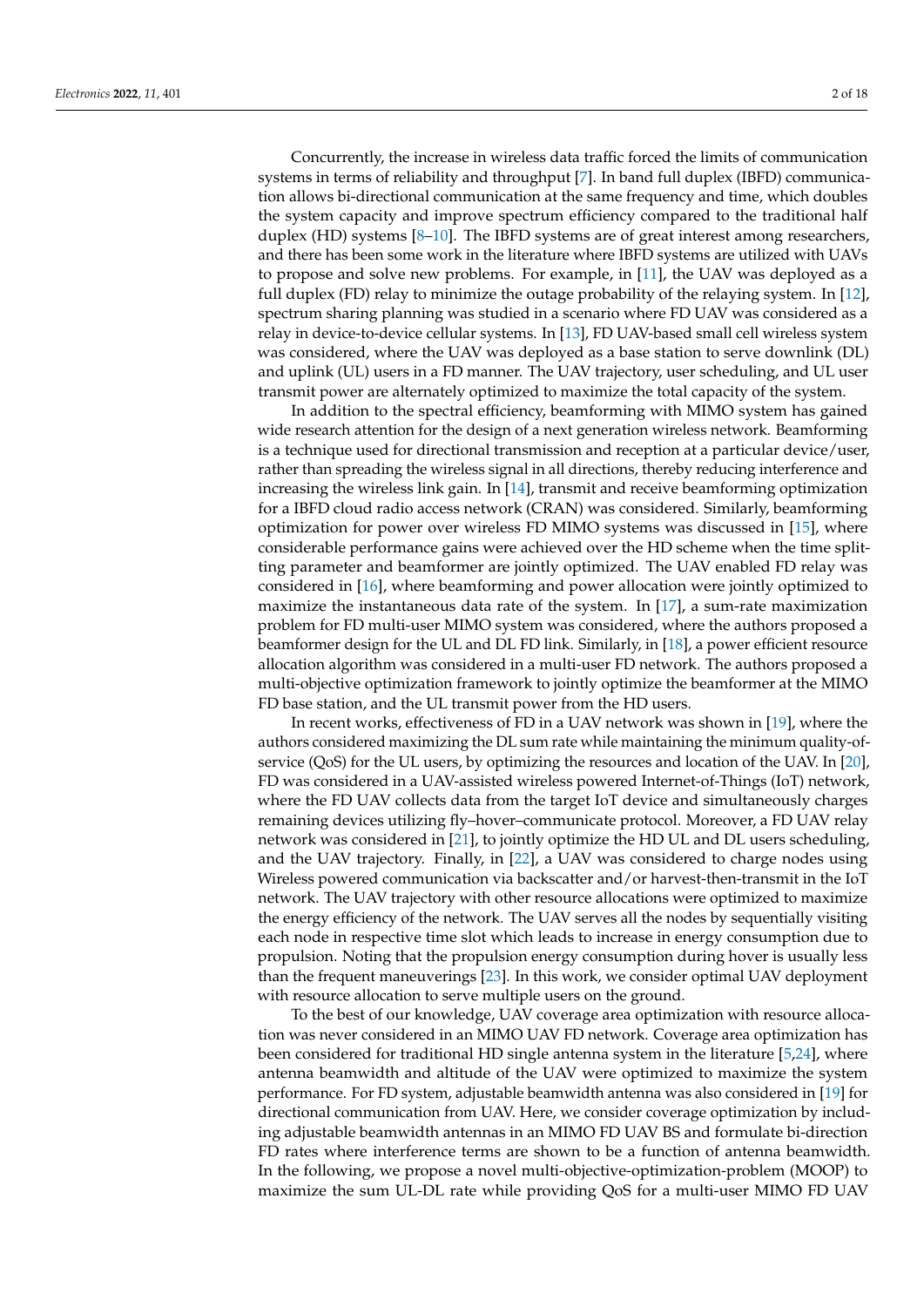Concurrently, the increase in wireless data traffic forced the limits of communication systems in terms of reliability and throughput [7]. In band full duplex (IBFD) communication allows bi-directional communication at the same frequency and time, which doubles the system capacity and improve spectrum efficiency compared to the traditional half duplex (HD) systems [8–10]. The IBFD systems are of great interest among researchers, and there has been some work in the literature where IBFD systems are utilized with UAVs to propose and solve new problems. For example, in [11], the UAV was deployed as a full duplex (FD) relay to minimize the outage probability of the relaying system. In [12], spectrum sharing planning was studied in a scenario where FD UAV was considered as a relay in device-to-device cellular systems. In [13], FD UAV-based small cell wireless system was considered, where the UAV was deployed as a base station to serve downlink (DL) and uplink (UL) users in a FD manner. The UAV trajectory, user scheduling, and UL user transmit power are alternately optimized to maximize the total capacity of the system.

In addition to the spectral efficiency, beamforming with MIMO system has gained wide research attention for the design of a next generation wireless network. Beamforming is a technique used for directional transmission and reception at a particular device/user, rather than spreading the wireless signal in all directions, thereby reducing interference and increasing the wireless link gain. In [14], transmit and receive beamforming optimization for a IBFD cloud radio access network (CRAN) was considered. Similarly, beamforming optimization for power over wireless FD MIMO systems was discussed in [15], where considerable performance gains were achieved over the HD scheme when the time splitting parameter and beamformer are jointly optimized. The UAV enabled FD relay was considered in [16], where beamforming and power allocation were jointly optimized to maximize the instantaneous data rate of the system. In [17], a sum-rate maximization problem for FD multi-user MIMO system was considered, where the authors proposed a beamformer design for the UL and DL FD link. Similarly, in [18], a power efficient resource allocation algorithm was considered in a multi-user FD network. The authors proposed a multi-objective optimization framework to jointly optimize the beamformer at the MIMO FD base station, and the UL transmit power from the HD users.

In recent works, effectiveness of FD in a UAV network was shown in [19], where the authors considered maximizing the DL sum rate while maintaining the minimum quality-of-service (QoS) for the UL users, by optimizing the resources and location of the UAV. In [20], FD was considered in a UAV-assisted wireless powered Internet-of-Things (IoT) network, where the FD UAV collects data from the target IoT device and simultaneously charges remaining devices utilizing fly–hover–communicate protocol. Moreover, a FD UAV relay network was considered in [21], to jointly optimize the HD UL and DL users scheduling, and the UAV trajectory. Finally, in [22], a UAV was considered to charge nodes using Wireless powered communication via backscatter and/or harvest-then-transmit in the IoT network. The UAV trajectory with other resource allocations were optimized to maximize the energy efficiency of the network. The UAV serves all the nodes by sequentially visiting each node in respective time slot which leads to increase in energy consumption due to propulsion. Noting that the propulsion energy consumption during hover is usually less than the frequent maneuverings [23]. In this work, we consider optimal UAV deployment with resource allocation to serve multiple users on the ground.

To the best of our knowledge, UAV coverage area optimization with resource allocation was never considered in an MIMO UAV FD network. Coverage area optimization has been considered for traditional HD single antenna system in the literature [5,24], where antenna beamwidth and altitude of the UAV were optimized to maximize the system performance. For FD system, adjustable beamwidth antenna was also considered in [19] for directional communication from UAV. Here, we consider coverage optimization by including adjustable beamwidth antennas in an MIMO FD UAV BS and formulate bi-direction FD rates where interference terms are shown to be a function of antenna beamwidth. In the following, we propose a novel multi-objective-optimization-problem (MOOP) to maximize the sum UL-DL rate while providing QoS for a multi-user MIMO FD UAV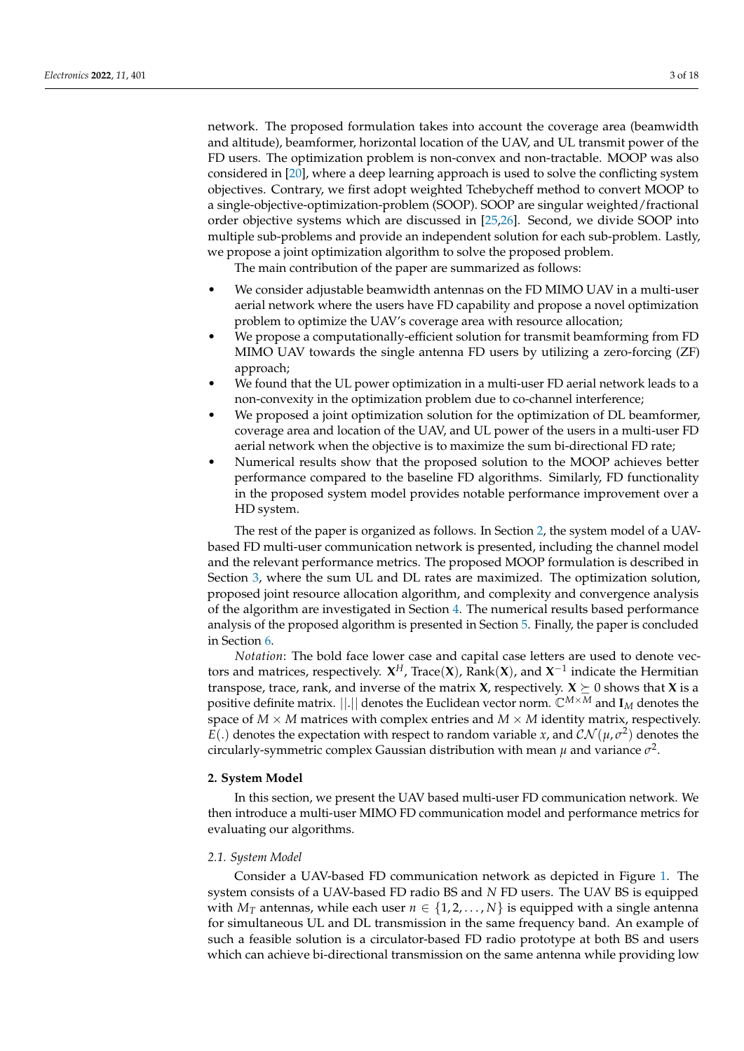network. The proposed formulation takes into account the coverage area (beamwidth and altitude), beamformer, horizontal location of the UAV, and UL transmit power of the FD users. The optimization problem is non-convex and non-tractable. MOOP was also considered in [20], where a deep learning approach is used to solve the conflicting system objectives. Contrary, we first adopt weighted Tchebycheff method to convert MOOP to a single-objective-optimization-problem (SOOP). SOOP are singular weighted/fractional order objective systems which are discussed in [25,26]. Second, we divide SOOP into multiple sub-problems and provide an independent solution for each sub-problem. Lastly, we propose a joint optimization algorithm to solve the proposed problem.

The main contribution of the paper are summarized as follows:

- We consider adjustable beamwidth antennas on the FD MIMO UAV in a multi-user aerial network where the users have FD capability and propose a novel optimization problem to optimize the UAV's coverage area with resource allocation;
- We propose a computationally-efficient solution for transmit beamforming from FD MIMO UAV towards the single antenna FD users by utilizing a zero-forcing (ZF) approach;
- We found that the UL power optimization in a multi-user FD aerial network leads to a non-convexity in the optimization problem due to co-channel interference;
- We proposed a joint optimization solution for the optimization of DL beamformer, coverage area and location of the UAV, and UL power of the users in a multi-user FD aerial network when the objective is to maximize the sum bi-directional FD rate;
- Numerical results show that the proposed solution to the MOOP achieves better performance compared to the baseline FD algorithms. Similarly, FD functionality in the proposed system model provides notable performance improvement over a HD system.

The rest of the paper is organized as follows. In Section 2, the system model of a UAV-based FD multi-user communication network is presented, including the channel model and the relevant performance metrics. The proposed MOOP formulation is described in Section 3, where the sum UL and DL rates are maximized. The optimization solution, proposed joint resource allocation algorithm, and complexity and convergence analysis of the algorithm are investigated in Section 4. The numerical results based performance analysis of the proposed algorithm is presented in Section 5. Finally, the paper is concluded in Section 6.

*Notation*: The bold face lower case and capital case letters are used to denote vectors and matrices, respectively. $\mathbf{X}^H$, Trace($\mathbf{X}$), Rank($\mathbf{X}$), and $\mathbf{X}^{-1}$ indicate the Hermitian transpose, trace, rank, and inverse of the matrix $\mathbf{X}$, respectively. $\mathbf{X} \succeq 0$ shows that $\mathbf{X}$ is a positive definite matrix. $||.||$ denotes the Euclidean vector norm. $\mathbb{C}^{M\times M}$ and $\mathbf{I}_M$ denotes the space of $M \times M$ matrices with complex entries and $M \times M$ identity matrix, respectively. $E(.)$ denotes the expectation with respect to random variable $x$, and $\mathcal{CN}(\mu, \sigma^2)$ denotes the circularly-symmetric complex Gaussian distribution with mean $\mu$ and variance $\sigma^2$.

## 2. System Model

In this section, we present the UAV based multi-user FD communication network. We then introduce a multi-user MIMO FD communication model and performance metrics for evaluating our algorithms.

### 2.1. System Model

Consider a UAV-based FD communication network as depicted in Figure 1. The system consists of a UAV-based FD radio BS and $N$ FD users. The UAV BS is equipped with $M_T$ antennas, while each user $n \in \{1, 2, \ldots, N\}$ is equipped with a single antenna for simultaneous UL and DL transmission in the same frequency band. An example of such a feasible solution is a circulator-based FD radio prototype at both BS and users which can achieve bi-directional transmission on the same antenna while providing low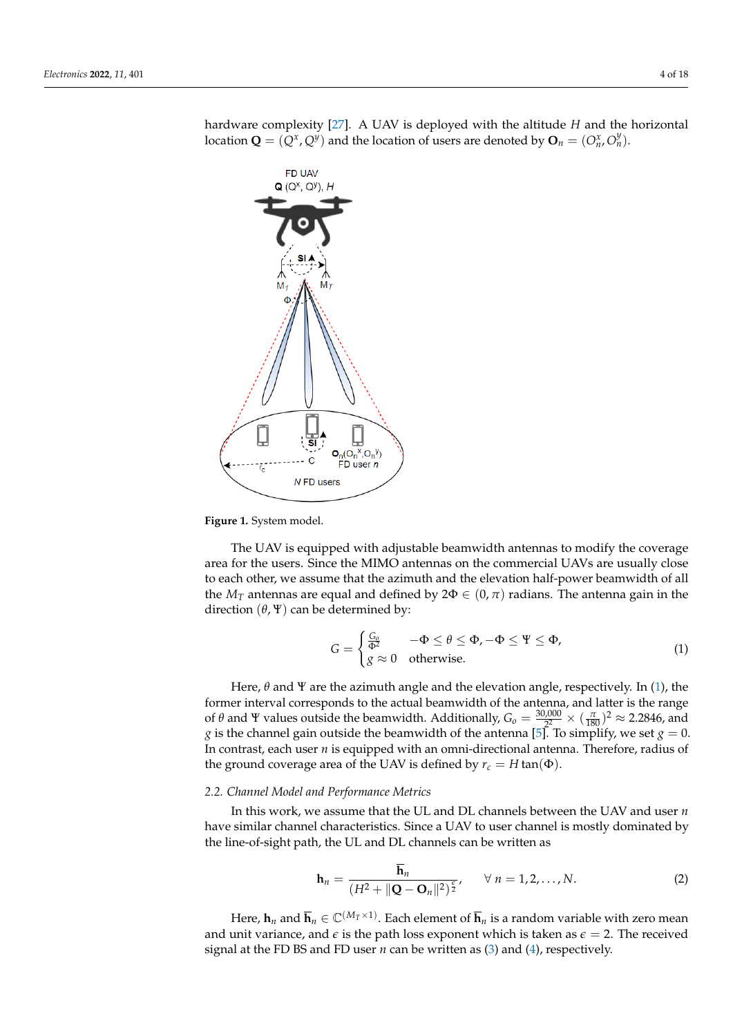hardware complexity [27]. A UAV is deployed with the altitude $H$ and the horizontal location $\mathbf{Q} = (Q^x, Q^y)$ and the location of users are denoted by $\mathbf{O}_n = (O_n^x, O_n^y)$.

**Figure 1.** System model.

The UAV is equipped with adjustable beamwidth antennas to modify the coverage area for the users. Since the MIMO antennas on the commercial UAVs are usually close to each other, we assume that the azimuth and the elevation half-power beamwidth of all the $M_T$ antennas are equal and defined by $2\Phi \in (0, \pi)$ radians. The antenna gain in the direction $(\theta, \Psi)$ can be determined by:

$$G = \begin{cases} \frac{G_o}{\Phi^2} & -\Phi \leq \theta \leq \Phi, -\Phi \leq \Psi \leq \Phi, \\ g \approx 0 & \text{otherwise.} \end{cases} \tag{1}$$

Here, $\theta$ and $\Psi$ are the azimuth angle and the elevation angle, respectively. In (1), the former interval corresponds to the actual beamwidth of the antenna, and latter is the range of $\theta$ and $\Psi$ values outside the beamwidth. Additionally, $G_o = \frac{30{,}000}{2^2} \times (\frac{\pi}{180})^2 \approx 2.2846$, and $g$ is the channel gain outside the beamwidth of the antenna [5]. To simplify, we set $g = 0$. In contrast, each user $n$ is equipped with an omni-directional antenna. Therefore, radius of the ground coverage area of the UAV is defined by $r_c = H \tan(\Phi)$.

### 2.2. Channel Model and Performance Metrics

In this work, we assume that the UL and DL channels between the UAV and user $n$ have similar channel characteristics. Since a UAV to user channel is mostly dominated by the line-of-sight path, the UL and DL channels can be written as

$$\mathbf{h}_n = \frac{\overline{\mathbf{h}}_n}{(H^2 + \|\mathbf{Q} - \mathbf{O}_n\|^2)^{\frac{\epsilon}{2}}}, \qquad \forall\, n = 1, 2, \ldots, N. \tag{2}$$

Here, $\mathbf{h}_n$ and $\overline{\mathbf{h}}_n \in \mathbb{C}^{(M_T \times 1)}$. Each element of $\overline{\mathbf{h}}_n$ is a random variable with zero mean and unit variance, and $\epsilon$ is the path loss exponent which is taken as $\epsilon = 2$. The received signal at the FD BS and FD user $n$ can be written as (3) and (4), respectively.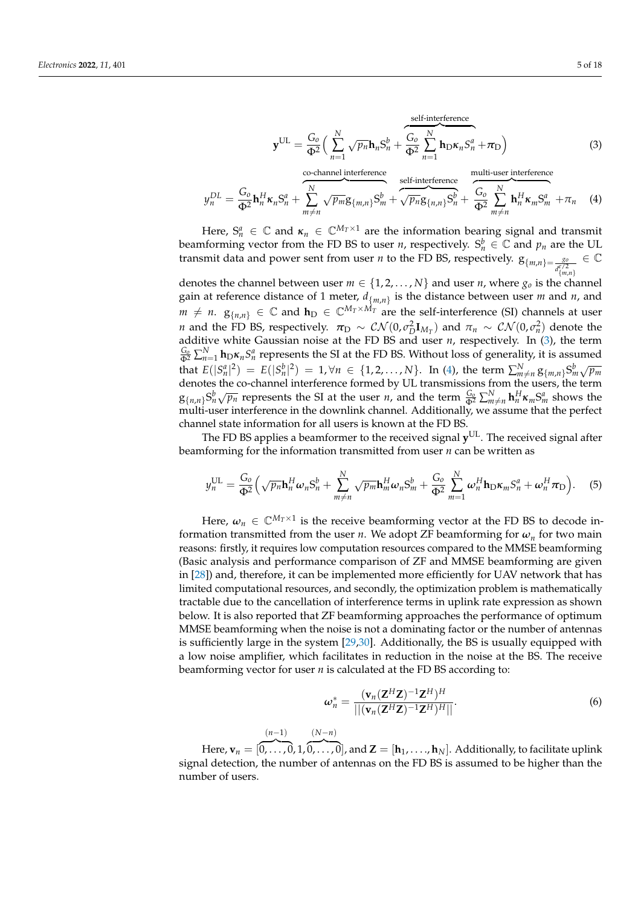$$\mathbf{y}^{\mathrm{UL}} = \frac{G_o}{\Phi^2}\Big( \sum_{n=1}^{N} \sqrt{p_n}\mathbf{h}_n S_n^b + \overbrace{\frac{G_o}{\Phi^2}\sum_{n=1}^{N} \mathbf{h}_{\mathrm{D}}\boldsymbol{\kappa}_n S_n^a}^{\text{self-interference}} + \boldsymbol{\pi}_{\mathrm{D}}\Big) \tag{3}$$

$$y_n^{DL} = \frac{G_o}{\Phi^2}\mathbf{h}_n^H\boldsymbol{\kappa}_n S_n^a + \overbrace{\sum_{m\neq n}^{N} \sqrt{p_m} g_{\{m,n\}} S_m^b}^{\text{co-channel interference}} + \overbrace{\sqrt{p_n} g_{\{n,n\}} S_n^b}^{\text{self-interference}} + \overbrace{\frac{G_o}{\Phi^2}\sum_{m\neq n}^{N} \mathbf{h}_n^H\boldsymbol{\kappa}_m S_m^a}^{\text{multi-user interference}} + \pi_n \tag{4}$$

Here, $S_n^a \in \mathbb{C}$ and $\boldsymbol{\kappa}_n \in \mathbb{C}^{M_T\times 1}$ are the information bearing signal and transmit beamforming vector from the FD BS to user $n$, respectively. $S_n^b \in \mathbb{C}$ and $p_n$ are the UL transmit data and power sent from user $n$ to the FD BS, respectively. $g_{\{m,n\}} = \frac{g_o}{d_{\{m,n\}}^{\epsilon/2}} \in \mathbb{C}$ denotes the channel between user $m \in \{1,2,\ldots,N\}$ and user $n$, where $g_o$ is the channel gain at reference distance of 1 meter, $d_{\{m,n\}}$ is the distance between user $m$ and $n$, and $m \neq n$. $g_{\{n,n\}} \in \mathbb{C}$ and $\mathbf{h}_{\mathrm{D}} \in \mathbb{C}^{M_T\times M_T}$ are the self-interference (SI) channels at user $n$ and the FD BS, respectively. $\boldsymbol{\pi}_{\mathrm{D}} \sim \mathcal{CN}(0,\sigma_D^2\mathbf{I}_{M_T})$ and $\pi_n \sim \mathcal{CN}(0,\sigma_n^2)$ denote the additive white Gaussian noise at the FD BS and user $n$, respectively. In (3), the term $\frac{G_o}{\Phi^2}\sum_{n=1}^{N}\mathbf{h}_{\mathrm{D}}\boldsymbol{\kappa}_n S_n^a$ represents the SI at the FD BS. Without loss of generality, it is assumed that $E(|S_n^a|^2) = E(|S_n^b|^2) = 1, \forall n \in \{1,2,\ldots,N\}$. In (4), the term $\sum_{m\neq n}^{N} g_{\{m,n\}} S_m^b \sqrt{p_m}$ denotes the co-channel interference formed by UL transmissions from the users, the term $g_{\{n,n\}} S_n^b \sqrt{p_n}$ represents the SI at the user $n$, and the term $\frac{G_o}{\Phi^2}\sum_{m\neq n}^{N}\mathbf{h}_n^H\boldsymbol{\kappa}_m S_m^a$ shows the multi-user interference in the downlink channel. Additionally, we assume that the perfect channel state information for all users is known at the FD BS.

The FD BS applies a beamformer to the received signal $\mathbf{y}^{\mathrm{UL}}$. The received signal after beamforming for the information transmitted from user $n$ can be written as

$$y_n^{\mathrm{UL}} = \frac{G_o}{\Phi^2}\Big(\sqrt{p_n}\mathbf{h}_n^H\boldsymbol{\omega}_n S_n^b + \sum_{m\neq n}^{N}\sqrt{p_m}\mathbf{h}_m^H\boldsymbol{\omega}_n S_m^b + \frac{G_o}{\Phi^2}\sum_{m=1}^{N}\boldsymbol{\omega}_n^H\mathbf{h}_{\mathrm{D}}\boldsymbol{\kappa}_m S_n^a + \boldsymbol{\omega}_n^H\boldsymbol{\pi}_{\mathrm{D}}\Big). \tag{5}$$

Here, $\boldsymbol{\omega}_n \in \mathbb{C}^{M_T\times 1}$ is the receive beamforming vector at the FD BS to decode information transmitted from the user $n$. We adopt ZF beamforming for $\boldsymbol{\omega}_n$ for two main reasons: firstly, it requires low computation resources compared to the MMSE beamforming (Basic analysis and performance comparison of ZF and MMSE beamforming are given in [28]) and, therefore, it can be implemented more efficiently for UAV network that has limited computational resources, and secondly, the optimization problem is mathematically tractable due to the cancellation of interference terms in uplink rate expression as shown below. It is also reported that ZF beamforming approaches the performance of optimum MMSE beamforming when the noise is not a dominating factor or the number of antennas is sufficiently large in the system [29,30]. Additionally, the BS is usually equipped with a low noise amplifier, which facilitates in reduction in the noise at the BS. The receive beamforming vector for user $n$ is calculated at the FD BS according to:

$$\boldsymbol{\omega}_n^* = \frac{(\mathbf{v}_n(\mathbf{Z}^H\mathbf{Z})^{-1}\mathbf{Z}^H)^H}{||(\mathbf{v}_n(\mathbf{Z}^H\mathbf{Z})^{-1}\mathbf{Z}^H)^H||}. \tag{6}$$

Here, $\mathbf{v}_n = [\overbrace{0,\ldots,0}^{(n-1)},1,\overbrace{0,\ldots,0}^{(N-n)}]$, and $\mathbf{Z} = [\mathbf{h}_1,\ldots,\mathbf{h}_N]$. Additionally, to facilitate uplink signal detection, the number of antennas on the FD BS is assumed to be higher than the number of users.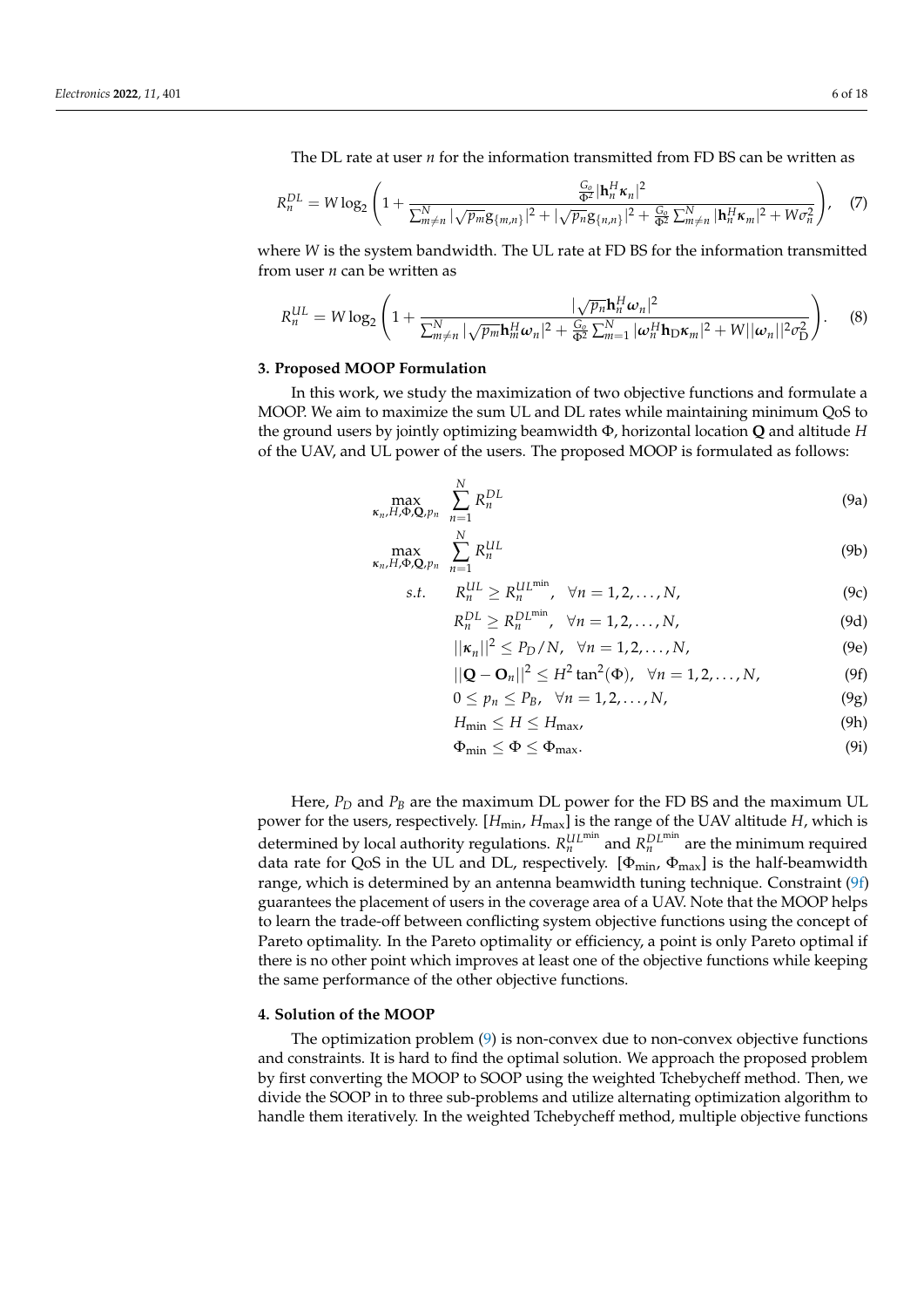The DL rate at user $n$ for the information transmitted from FD BS can be written as

$$R_n^{DL} = W \log_2 \left( 1 + \frac{\frac{G_o}{\Phi^2} |\mathbf{h}_n^H \boldsymbol{\kappa}_n|^2}{\sum_{m \neq n}^{N} |\sqrt{p_m} g_{\{m,n\}}|^2 + |\sqrt{p_n} g_{\{n,n\}}|^2 + \frac{G_o}{\Phi^2} \sum_{m \neq n}^{N} |\mathbf{h}_n^H \boldsymbol{\kappa}_m|^2 + W\sigma_n^2} \right), \quad (7)$$

where $W$ is the system bandwidth. The UL rate at FD BS for the information transmitted from user $n$ can be written as

$$R_n^{UL} = W \log_2 \left( 1 + \frac{|\sqrt{p_n} \mathbf{h}_n^H \boldsymbol{\omega}_n|^2}{\sum_{m \neq n}^{N} |\sqrt{p_m} \mathbf{h}_m^H \boldsymbol{\omega}_n|^2 + \frac{G_o}{\Phi^2} \sum_{m=1}^{N} |\boldsymbol{\omega}_n^H \mathbf{h}_D \boldsymbol{\kappa}_m|^2 + W ||\boldsymbol{\omega}_n||^2 \sigma_D^2} \right). \quad (8)$$

## 3. Proposed MOOP Formulation

In this work, we study the maximization of two objective functions and formulate a MOOP. We aim to maximize the sum UL and DL rates while maintaining minimum QoS to the ground users by jointly optimizing beamwidth $\Phi$, horizontal location $\mathbf{Q}$ and altitude $H$ of the UAV, and UL power of the users. The proposed MOOP is formulated as follows:

$$\max_{\boldsymbol{\kappa}_n, H, \Phi, \mathbf{Q}, p_n} \quad \sum_{n=1}^{N} R_n^{DL} \quad (9a)$$

$$\max_{\boldsymbol{\kappa}_n, H, \Phi, \mathbf{Q}, p_n} \quad \sum_{n=1}^{N} R_n^{UL} \quad (9b)$$

$$s.t. \quad R_n^{UL} \geq R_n^{UL^{\min}}, \quad \forall n = 1, 2, \ldots, N, \quad (9c)$$

$$R_n^{DL} \geq R_n^{DL^{\min}}, \quad \forall n = 1, 2, \ldots, N, \quad (9d)$$

$$||\boldsymbol{\kappa}_n||^2 \leq P_D / N, \quad \forall n = 1, 2, \ldots, N, \quad (9e)$$

$$||\mathbf{Q} - \mathbf{O}_n||^2 \leq H^2 \tan^2(\Phi), \quad \forall n = 1, 2, \ldots, N, \quad (9f)$$

$$0 \leq p_n \leq P_B, \quad \forall n = 1, 2, \ldots, N, \quad (9g)$$

$$H_{\min} \leq H \leq H_{\max}, \quad (9h)$$

$$\Phi_{\min} \leq \Phi \leq \Phi_{\max}. \quad (9i)$$

Here, $P_D$ and $P_B$ are the maximum DL power for the FD BS and the maximum UL power for the users, respectively. $[H_{\min}, H_{\max}]$ is the range of the UAV altitude $H$, which is determined by local authority regulations. $R_n^{UL^{\min}}$ and $R_n^{DL^{\min}}$ are the minimum required data rate for QoS in the UL and DL, respectively. $[\Phi_{\min}, \Phi_{\max}]$ is the half-beamwidth range, which is determined by an antenna beamwidth tuning technique. Constraint (9f) guarantees the placement of users in the coverage area of a UAV. Note that the MOOP helps to learn the trade-off between conflicting system objective functions using the concept of Pareto optimality. In the Pareto optimality or efficiency, a point is only Pareto optimal if there is no other point which improves at least one of the objective functions while keeping the same performance of the other objective functions.

## 4. Solution of the MOOP

The optimization problem (9) is non-convex due to non-convex objective functions and constraints. It is hard to find the optimal solution. We approach the proposed problem by first converting the MOOP to SOOP using the weighted Tchebycheff method. Then, we divide the SOOP in to three sub-problems and utilize alternating optimization algorithm to handle them iteratively. In the weighted Tchebycheff method, multiple objective functions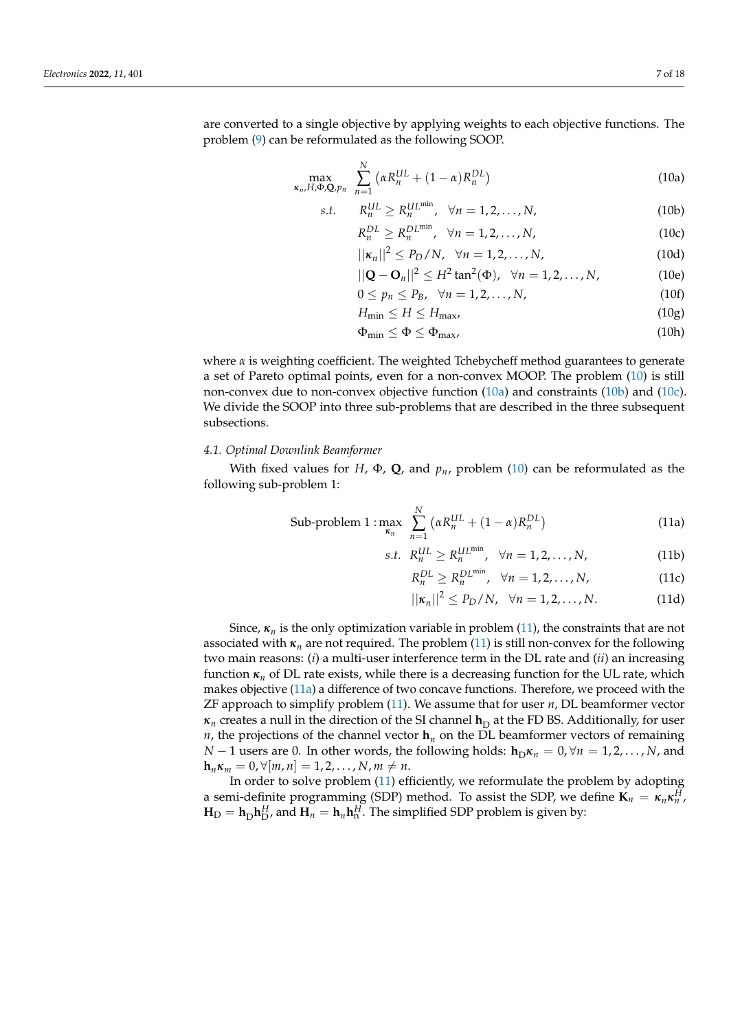are converted to a single objective by applying weights to each objective functions. The problem (9) can be reformulated as the following SOOP.

$$\max_{\boldsymbol{\kappa}_n, H, \Phi, \mathbf{Q}, p_n} \quad \sum_{n=1}^{N} \left( \alpha R_n^{UL} + (1-\alpha) R_n^{DL} \right) \tag{10a}$$

$$s.t. \quad R_n^{UL} \geq R_n^{UL^{\min}}, \quad \forall n = 1, 2, \ldots, N, \tag{10b}$$

$$R_n^{DL} \geq R_n^{DL^{\min}}, \quad \forall n = 1, 2, \ldots, N, \tag{10c}$$

$$||\boldsymbol{\kappa}_n||^2 \leq P_D / N, \quad \forall n = 1, 2, \ldots, N, \tag{10d}$$

$$||\mathbf{Q} - \mathbf{O}_n||^2 \leq H^2 \tan^2(\Phi), \quad \forall n = 1, 2, \ldots, N, \tag{10e}$$

$$0 \leq p_n \leq P_B, \quad \forall n = 1, 2, \ldots, N, \tag{10f}$$

$$H_{\min} \leq H \leq H_{\max}, \tag{10g}$$

$$\Phi_{\min} \leq \Phi \leq \Phi_{\max}, \tag{10h}$$

where $\alpha$ is weighting coefficient. The weighted Tchebycheff method guarantees to generate a set of Pareto optimal points, even for a non-convex MOOP. The problem (10) is still non-convex due to non-convex objective function (10a) and constraints (10b) and (10c). We divide the SOOP into three sub-problems that are described in the three subsequent subsections.

### *4.1. Optimal Downlink Beamformer*

With fixed values for $H$, $\Phi$, $\mathbf{Q}$, and $p_n$, problem (10) can be reformulated as the following sub-problem 1:

$$\text{Sub-problem 1} : \max_{\boldsymbol{\kappa}_n} \quad \sum_{n=1}^{N} \left( \alpha R_n^{UL} + (1-\alpha) R_n^{DL} \right) \tag{11a}$$

$$s.t. \quad R_n^{UL} \geq R_n^{UL^{\min}}, \quad \forall n = 1, 2, \ldots, N, \tag{11b}$$

$$R_n^{DL} \geq R_n^{DL^{\min}}, \quad \forall n = 1, 2, \ldots, N, \tag{11c}$$

$$||\boldsymbol{\kappa}_n||^2 \leq P_D / N, \quad \forall n = 1, 2, \ldots, N. \tag{11d}$$

Since, $\boldsymbol{\kappa}_n$ is the only optimization variable in problem (11), the constraints that are not associated with $\boldsymbol{\kappa}_n$ are not required. The problem (11) is still non-convex for the following two main reasons: (*i*) a multi-user interference term in the DL rate and (*ii*) an increasing function $\boldsymbol{\kappa}_n$ of DL rate exists, while there is a decreasing function for the UL rate, which makes objective (11a) a difference of two concave functions. Therefore, we proceed with the ZF approach to simplify problem (11). We assume that for user $n$, DL beamformer vector $\boldsymbol{\kappa}_n$ creates a null in the direction of the SI channel $\mathbf{h}_{\mathrm{D}}$ at the FD BS. Additionally, for user $n$, the projections of the channel vector $\mathbf{h}_n$ on the DL beamformer vectors of remaining $N-1$ users are 0. In other words, the following holds: $\mathbf{h}_{\mathrm{D}}\boldsymbol{\kappa}_n = 0, \forall n = 1, 2, \ldots, N$, and $\mathbf{h}_n \boldsymbol{\kappa}_m = 0, \forall [m, n] = 1, 2, \ldots, N, m \neq n$.

In order to solve problem (11) efficiently, we reformulate the problem by adopting a semi-definite programming (SDP) method. To assist the SDP, we define $\mathbf{K}_n = \boldsymbol{\kappa}_n \boldsymbol{\kappa}_n^H$, $\mathbf{H}_{\mathrm{D}} = \mathbf{h}_{\mathrm{D}} \mathbf{h}_{\mathrm{D}}^H$, and $\mathbf{H}_n = \mathbf{h}_n \mathbf{h}_n^H$. The simplified SDP problem is given by: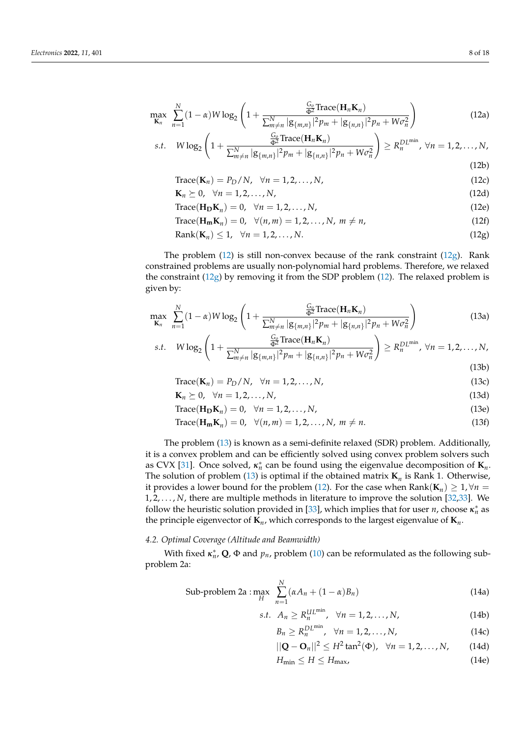$$\max_{\mathbf{K}_n} \quad \sum_{n=1}^{N}(1-\alpha)W\log_2\left(1+\frac{\frac{G_o}{\Phi^2}\text{Trace}(\mathbf{H}_n\mathbf{K}_n)}{\sum_{m\neq n}^{N}|g_{\{m,n\}}|^2p_m+|g_{\{n,n\}}|^2p_n+W\sigma_n^2}\right) \tag{12a}$$

$$s.t. \quad W\log_2\left(1+\frac{\frac{G_o}{\Phi^2}\text{Trace}(\mathbf{H}_n\mathbf{K}_n)}{\sum_{m\neq n}^{N}|g_{\{m,n\}}|^2p_m+|g_{\{n,n\}}|^2p_n+W\sigma_n^2}\right)\geq R_n^{DL^{\min}},\ \forall n=1,2,\ldots,N, \tag{12b}$$

$$\text{Trace}(\mathbf{K}_n)=P_D/N, \quad \forall n=1,2,\ldots,N, \tag{12c}$$

$$\mathbf{K}_n\succeq 0, \quad \forall n=1,2,\ldots,N, \tag{12d}$$

$$\text{Trace}(\mathbf{H_D}\mathbf{K}_n)=0, \quad \forall n=1,2,\ldots,N, \tag{12e}$$

$$\text{Trace}(\mathbf{H_m}\mathbf{K}_n)=0, \quad \forall (n,m)=1,2,\ldots,N,\ m\neq n, \tag{12f}$$

$$\text{Rank}(\mathbf{K}_n)\leq 1, \quad \forall n=1,2,\ldots,N. \tag{12g}$$

The problem (12) is still non-convex because of the rank constraint (12g). Rank constrained problems are usually non-polynomial hard problems. Therefore, we relaxed the constraint (12g) by removing it from the SDP problem (12). The relaxed problem is given by:

$$\max_{\mathbf{K}_n} \quad \sum_{n=1}^{N}(1-\alpha)W\log_2\left(1+\frac{\frac{G_o}{\Phi^2}\text{Trace}(\mathbf{H}_n\mathbf{K}_n)}{\sum_{m\neq n}^{N}|g_{\{m,n\}}|^2p_m+|g_{\{n,n\}}|^2p_n+W\sigma_n^2}\right) \tag{13a}$$

$$s.t. \quad W\log_2\left(1+\frac{\frac{G_o}{\Phi^2}\text{Trace}(\mathbf{H}_n\mathbf{K}_n)}{\sum_{m\neq n}^{N}|g_{\{m,n\}}|^2p_m+|g_{\{n,n\}}|^2p_n+W\sigma_n^2}\right)\geq R_n^{DL^{\min}},\ \forall n=1,2,\ldots,N, \tag{13b}$$

$$\text{Trace}(\mathbf{K}_n)=P_D/N, \quad \forall n=1,2,\ldots,N, \tag{13c}$$

$$\mathbf{K}_n\succeq 0, \quad \forall n=1,2,\ldots,N, \tag{13d}$$

$$\text{Trace}(\mathbf{H_D}\mathbf{K}_n)=0, \quad \forall n=1,2,\ldots,N, \tag{13e}$$

$$\text{Trace}(\mathbf{H_m}\mathbf{K}_n)=0, \quad \forall (n,m)=1,2,\ldots,N,\ m\neq n. \tag{13f}$$

The problem (13) is known as a semi-definite relaxed (SDR) problem. Additionally, it is a convex problem and can be efficiently solved using convex problem solvers such as CVX [31]. Once solved, $\boldsymbol{\kappa}_n^*$ can be found using the eigenvalue decomposition of $\mathbf{K}_n$. The solution of problem (13) is optimal if the obtained matrix $\mathbf{K}_n$ is Rank 1. Otherwise, it provides a lower bound for the problem (12). For the case when $\text{Rank}(\mathbf{K}_n)\geq 1, \forall n=1,2,\ldots,N$, there are multiple methods in literature to improve the solution [32,33]. We follow the heuristic solution provided in [33], which implies that for user $n$, choose $\boldsymbol{\kappa}_n^*$ as the principle eigenvector of $\mathbf{K}_n$, which corresponds to the largest eigenvalue of $\mathbf{K}_n$.

### 4.2. Optimal Coverage (Altitude and Beamwidth)

With fixed $\boldsymbol{\kappa}_n^*$, $\mathbf{Q}$, $\Phi$ and $p_n$, problem (10) can be reformulated as the following sub-problem 2a:

$$\text{Sub-problem 2a}: \max_{H} \quad \sum_{n=1}^{N}(\alpha A_n+(1-\alpha)B_n) \tag{14a}$$

$$s.t. \quad A_n\geq R_n^{UL^{\min}}, \quad \forall n=1,2,\ldots,N, \tag{14b}$$

$$B_n\geq R_n^{DL^{\min}}, \quad \forall n=1,2,\ldots,N, \tag{14c}$$

$$||\mathbf{Q}-\mathbf{O}_n||^2\leq H^2\tan^2(\Phi), \quad \forall n=1,2,\ldots,N, \tag{14d}$$

$$H_{\min}\leq H\leq H_{\max}, \tag{14e}$$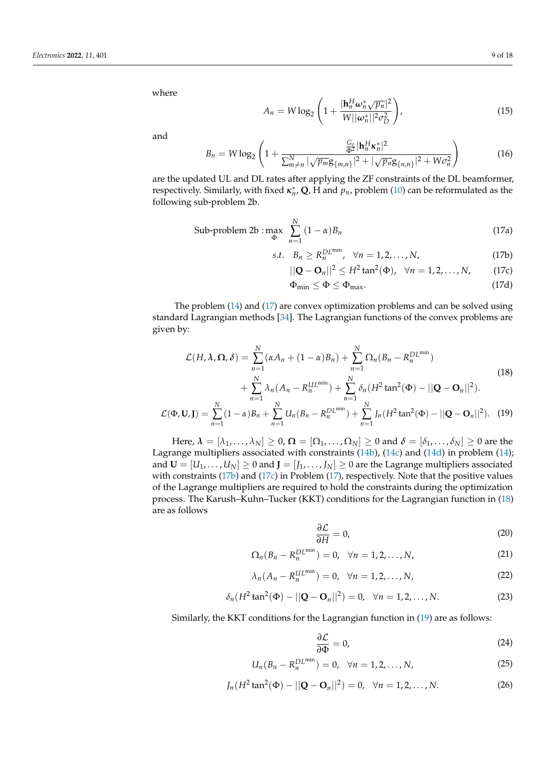where

$$A_n = W \log_2 \left( 1 + \frac{|\mathbf{h}_n^H \boldsymbol{\omega}_n^* \sqrt{p_n}|^2}{W ||\boldsymbol{\omega}_n^*||^2 \sigma_D^2} \right), \tag{15}$$

and

$$B_n = W \log_2 \left( 1 + \frac{\frac{G_0}{\Phi^2} |\mathbf{h}_n^H \boldsymbol{\kappa}_n^*|^2}{\sum_{m \neq n}^{N} |\sqrt{p_m} g_{\{m,n\}}|^2 + |\sqrt{p_n} g_{\{n,n\}}|^2 + W \sigma_n^2} \right) \tag{16}$$

are the updated UL and DL rates after applying the ZF constraints of the DL beamformer, respectively. Similarly, with fixed $\boldsymbol{\kappa}_n^*$, $\mathbf{Q}$, H and $p_n$, problem (10) can be reformulated as the following sub-problem 2b.

$$\text{Sub-problem 2b} : \max_{\Phi} \ \sum_{n=1}^{N} (1-\alpha) B_n \tag{17a}$$

$$s.t. \quad B_n \geq R_n^{DL^{\min}}, \quad \forall n = 1, 2, \ldots, N, \tag{17b}$$

$$||\mathbf{Q} - \mathbf{O}_n||^2 \leq H^2 \tan^2(\Phi), \quad \forall n = 1, 2, \ldots, N, \tag{17c}$$

$$\Phi_{\min} \leq \Phi \leq \Phi_{\max}. \tag{17d}$$

The problem (14) and (17) are convex optimization problems and can be solved using standard Lagrangian methods [34]. The Lagrangian functions of the convex problems are given by:

$$\begin{aligned} \mathcal{L}(H, \boldsymbol{\lambda}, \boldsymbol{\Omega}, \boldsymbol{\delta}) = &\sum_{n=1}^{N} (\alpha A_n + (1-\alpha) B_n) + \sum_{n=1}^{N} \Omega_n (B_n - R_n^{DL^{\min}}) \\ &+ \sum_{n=1}^{N} \lambda_n (A_n - R_n^{UL^{\min}}) + \sum_{n=1}^{N} \delta_n (H^2 \tan^2(\Phi) - ||\mathbf{Q} - \mathbf{O}_n||^2). \end{aligned} \tag{18}$$

$$\mathcal{L}(\Phi, \mathbf{U}, \mathbf{J}) = \sum_{n=1}^{N} (1-\alpha) B_n + \sum_{n=1}^{N} U_n (B_n - R_n^{DL^{\min}}) + \sum_{n=1}^{N} J_n (H^2 \tan^2(\Phi) - ||\mathbf{Q} - \mathbf{O}_n||^2). \tag{19}$$

Here, $\boldsymbol{\lambda} = [\lambda_1, \ldots, \lambda_N] \geq 0$, $\boldsymbol{\Omega} = [\Omega_1, \ldots, \Omega_N] \geq 0$ and $\boldsymbol{\delta} = [\delta_1, \ldots, \delta_N] \geq 0$ are the Lagrange multipliers associated with constraints (14b), (14c) and (14d) in problem (14); and $\mathbf{U} = [U_1, \ldots, U_N] \geq 0$ and $\mathbf{J} = [J_1, \ldots, J_N] \geq 0$ are the Lagrange multipliers associated with constraints (17b) and (17c) in Problem (17), respectively. Note that the positive values of the Lagrange multipliers are required to hold the constraints during the optimization process. The Karush–Kuhn–Tucker (KKT) conditions for the Lagrangian function in (18) are as follows

$$\frac{\partial \mathcal{L}}{\partial H} = 0, \tag{20}$$

$$\Omega_n (B_n - R_n^{DL^{\min}}) = 0, \quad \forall n = 1, 2, \ldots, N, \tag{21}$$

$$\lambda_n (A_n - R_n^{UL^{\min}}) = 0, \quad \forall n = 1, 2, \ldots, N, \tag{22}$$

$$\delta_n (H^2 \tan^2(\Phi) - ||\mathbf{Q} - \mathbf{O}_n||^2) = 0, \quad \forall n = 1, 2, \ldots, N. \tag{23}$$

Similarly, the KKT conditions for the Lagrangian function in (19) are as follows:

$$\frac{\partial \mathcal{L}}{\partial \Phi} = 0, \tag{24}$$

$$U_n (B_n - R_n^{DL^{\min}}) = 0, \quad \forall n = 1, 2, \ldots, N, \tag{25}$$

$$J_n (H^2 \tan^2(\Phi) - ||\mathbf{Q} - \mathbf{O}_n||^2) = 0, \quad \forall n = 1, 2, \ldots, N. \tag{26}$$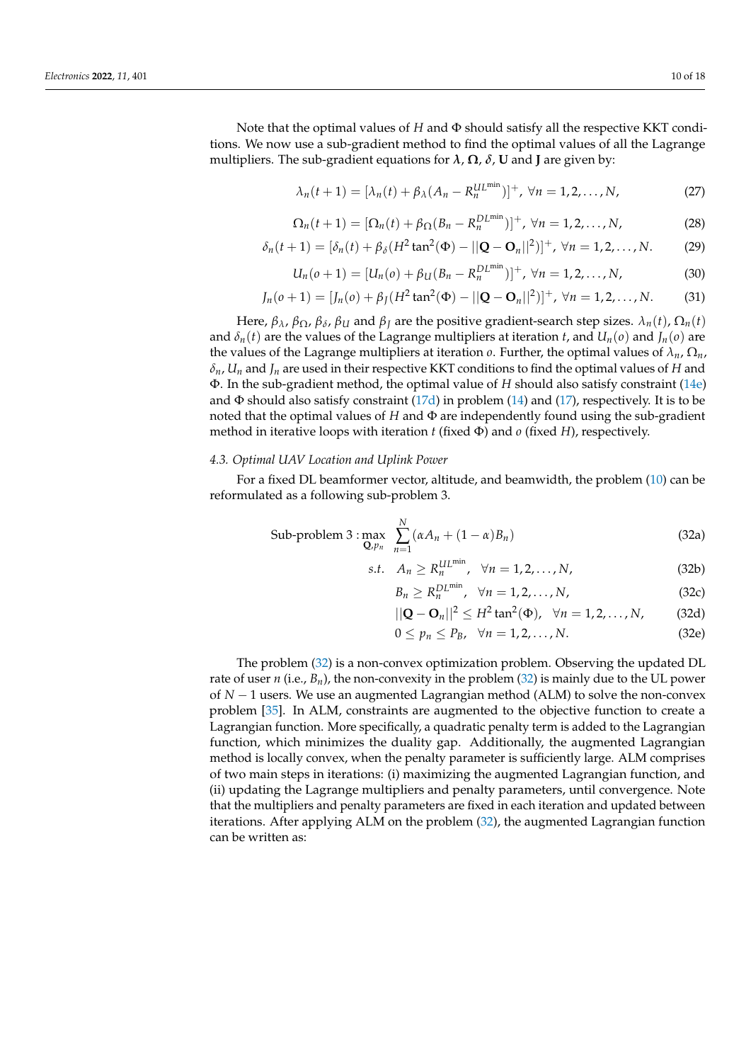Note that the optimal values of $H$ and $\Phi$ should satisfy all the respective KKT conditions. We now use a sub-gradient method to find the optimal values of all the Lagrange multipliers. The sub-gradient equations for $\boldsymbol{\lambda}$, $\boldsymbol{\Omega}$, $\delta$, $\mathbf{U}$ and $\mathbf{J}$ are given by:

$$\lambda_n(t+1) = [\lambda_n(t) + \beta_\lambda(A_n - R_n^{UL^{\min}})]^+, \ \forall n = 1, 2, \ldots, N, \tag{27}$$

$$\Omega_n(t+1) = [\Omega_n(t) + \beta_\Omega(B_n - R_n^{DL^{\min}})]^+, \ \forall n = 1, 2, \ldots, N, \tag{28}$$

$$\delta_n(t+1) = [\delta_n(t) + \beta_\delta(H^2 \tan^2(\Phi) - ||\mathbf{Q} - \mathbf{O}_n||^2)]^+, \ \forall n = 1, 2, \ldots, N. \tag{29}$$

$$U_n(o+1) = [U_n(o) + \beta_U(B_n - R_n^{DL^{\min}})]^+, \ \forall n = 1, 2, \ldots, N, \tag{30}$$

$$J_n(o+1) = [J_n(o) + \beta_J(H^2 \tan^2(\Phi) - ||\mathbf{Q} - \mathbf{O}_n||^2)]^+, \ \forall n = 1, 2, \ldots, N. \tag{31}$$

Here, $\beta_\lambda$, $\beta_\Omega$, $\beta_\delta$, $\beta_U$ and $\beta_J$ are the positive gradient-search step sizes. $\lambda_n(t)$, $\Omega_n(t)$ and $\delta_n(t)$ are the values of the Lagrange multipliers at iteration $t$, and $U_n(o)$ and $J_n(o)$ are the values of the Lagrange multipliers at iteration $o$. Further, the optimal values of $\lambda_n$, $\Omega_n$, $\delta_n$, $U_n$ and $J_n$ are used in their respective KKT conditions to find the optimal values of $H$ and $\Phi$. In the sub-gradient method, the optimal value of $H$ should also satisfy constraint (14e) and $\Phi$ should also satisfy constraint (17d) in problem (14) and (17), respectively. It is to be noted that the optimal values of $H$ and $\Phi$ are independently found using the sub-gradient method in iterative loops with iteration $t$ (fixed $\Phi$) and $o$ (fixed $H$), respectively.

### 4.3. Optimal UAV Location and Uplink Power

For a fixed DL beamformer vector, altitude, and beamwidth, the problem (10) can be reformulated as a following sub-problem 3.

$$\text{Sub-problem 3}: \max_{\mathbf{Q}, p_n} \sum_{n=1}^{N} (\alpha A_n + (1-\alpha) B_n) \tag{32a}$$

$$s.t. \quad A_n \geq R_n^{UL^{\min}}, \quad \forall n = 1, 2, \ldots, N, \tag{32b}$$

$$B_n \geq R_n^{DL^{\min}}, \quad \forall n = 1, 2, \ldots, N, \tag{32c}$$

$$||\mathbf{Q} - \mathbf{O}_n||^2 \leq H^2 \tan^2(\Phi), \quad \forall n = 1, 2, \ldots, N, \tag{32d}$$

$$0 \leq p_n \leq P_B, \quad \forall n = 1, 2, \ldots, N. \tag{32e}$$

The problem (32) is a non-convex optimization problem. Observing the updated DL rate of user $n$ (i.e., $B_n$), the non-convexity in the problem (32) is mainly due to the UL power of $N-1$ users. We use an augmented Lagrangian method (ALM) to solve the non-convex problem [35]. In ALM, constraints are augmented to the objective function to create a Lagrangian function. More specifically, a quadratic penalty term is added to the Lagrangian function, which minimizes the duality gap. Additionally, the augmented Lagrangian method is locally convex, when the penalty parameter is sufficiently large. ALM comprises of two main steps in iterations: (i) maximizing the augmented Lagrangian function, and (ii) updating the Lagrange multipliers and penalty parameters, until convergence. Note that the multipliers and penalty parameters are fixed in each iteration and updated between iterations. After applying ALM on the problem (32), the augmented Lagrangian function can be written as: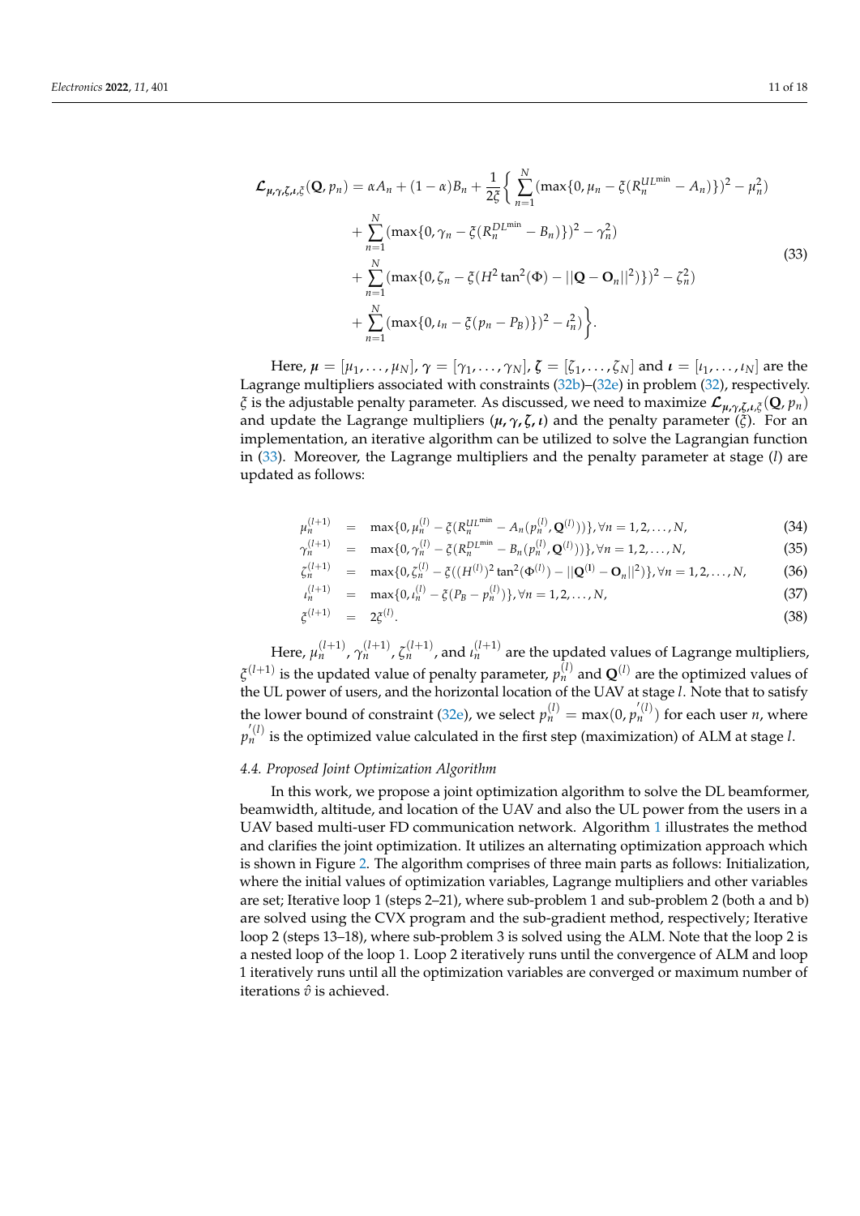$$
\begin{aligned}
\mathcal{L}_{\mu,\gamma,\zeta,\iota,\xi}(\mathbf{Q}, p_n) = \alpha A_n + (1-\alpha) B_n + \frac{1}{2\xi}\Bigg\{ &\sum_{n=1}^{N} (\max\{0, \mu_n - \xi(R_n^{UL^{\min}} - A_n)\})^2 - \mu_n^2) \\
&+ \sum_{n=1}^{N} (\max\{0, \gamma_n - \xi(R_n^{DL^{\min}} - B_n)\})^2 - \gamma_n^2) \\
&+ \sum_{n=1}^{N} (\max\{0, \zeta_n - \xi(H^2 \tan^2(\Phi) - ||\mathbf{Q} - \mathbf{O}_n||^2)\})^2 - \zeta_n^2) \\
&+ \sum_{n=1}^{N} (\max\{0, \iota_n - \xi(p_n - P_B)\})^2 - \iota_n^2) \Bigg\}.
\end{aligned} \tag{33}
$$

Here, $\boldsymbol{\mu} = [\mu_1, \ldots, \mu_N]$, $\boldsymbol{\gamma} = [\gamma_1, \ldots, \gamma_N]$, $\boldsymbol{\zeta} = [\zeta_1, \ldots, \zeta_N]$ and $\boldsymbol{\iota} = [\iota_1, \ldots, \iota_N]$ are the Lagrange multipliers associated with constraints (32b)–(32e) in problem (32), respectively. $\xi$ is the adjustable penalty parameter. As discussed, we need to maximize $\mathcal{L}_{\mu,\gamma,\zeta,\iota,\xi}(\mathbf{Q}, p_n)$ and update the Lagrange multipliers $(\boldsymbol{\mu}, \boldsymbol{\gamma}, \boldsymbol{\zeta}, \boldsymbol{\iota})$ and the penalty parameter $(\xi)$. For an implementation, an iterative algorithm can be utilized to solve the Lagrangian function in (33). Moreover, the Lagrange multipliers and the penalty parameter at stage $(l)$ are updated as follows:

$$
\begin{aligned}
\mu_n^{(l+1)} &= \max\{0, \mu_n^{(l)} - \xi(R_n^{UL^{\min}} - A_n(p_n^{(l)}, \mathbf{Q}^{(l)}))\}, \forall n = 1, 2, \ldots, N, && (34) \\
\gamma_n^{(l+1)} &= \max\{0, \gamma_n^{(l)} - \xi(R_n^{DL^{\min}} - B_n(p_n^{(l)}, \mathbf{Q}^{(l)}))\}, \forall n = 1, 2, \ldots, N, && (35) \\
\zeta_n^{(l+1)} &= \max\{0, \zeta_n^{(l)} - \xi((H^{(l)})^2 \tan^2(\Phi^{(l)}) - ||\mathbf{Q}^{(l)} - \mathbf{O}_n||^2)\}, \forall n = 1, 2, \ldots, N, && (36) \\
\iota_n^{(l+1)} &= \max\{0, \iota_n^{(l)} - \xi(P_B - p_n^{(l)})\}, \forall n = 1, 2, \ldots, N, && (37) \\
\xi^{(l+1)} &= 2\xi^{(l)}. && (38)
\end{aligned}
$$

Here, $\mu_n^{(l+1)}$, $\gamma_n^{(l+1)}$, $\zeta_n^{(l+1)}$, and $\iota_n^{(l+1)}$ are the updated values of Lagrange multipliers, $\xi^{(l+1)}$ is the updated value of penalty parameter, $p_n^{(l)}$ and $\mathbf{Q}^{(l)}$ are the optimized values of the UL power of users, and the horizontal location of the UAV at stage $l$. Note that to satisfy the lower bound of constraint (32e), we select $p_n^{(l)} = \max(0, p_n^{'(l)})$ for each user $n$, where $p_n^{'(l)}$ is the optimized value calculated in the first step (maximization) of ALM at stage $l$.

### 4.4. Proposed Joint Optimization Algorithm

In this work, we propose a joint optimization algorithm to solve the DL beamformer, beamwidth, altitude, and location of the UAV and also the UL power from the users in a UAV based multi-user FD communication network. Algorithm 1 illustrates the method and clarifies the joint optimization. It utilizes an alternating optimization approach which is shown in Figure 2. The algorithm comprises of three main parts as follows: Initialization, where the initial values of optimization variables, Lagrange multipliers and other variables are set; Iterative loop 1 (steps 2–21), where sub-problem 1 and sub-problem 2 (both a and b) are solved using the CVX program and the sub-gradient method, respectively; Iterative loop 2 (steps 13–18), where sub-problem 3 is solved using the ALM. Note that the loop 2 is a nested loop of the loop 1. Loop 2 iteratively runs until the convergence of ALM and loop 1 iteratively runs until all the optimization variables are converged or maximum number of iterations $\hat{\vartheta}$ is achieved.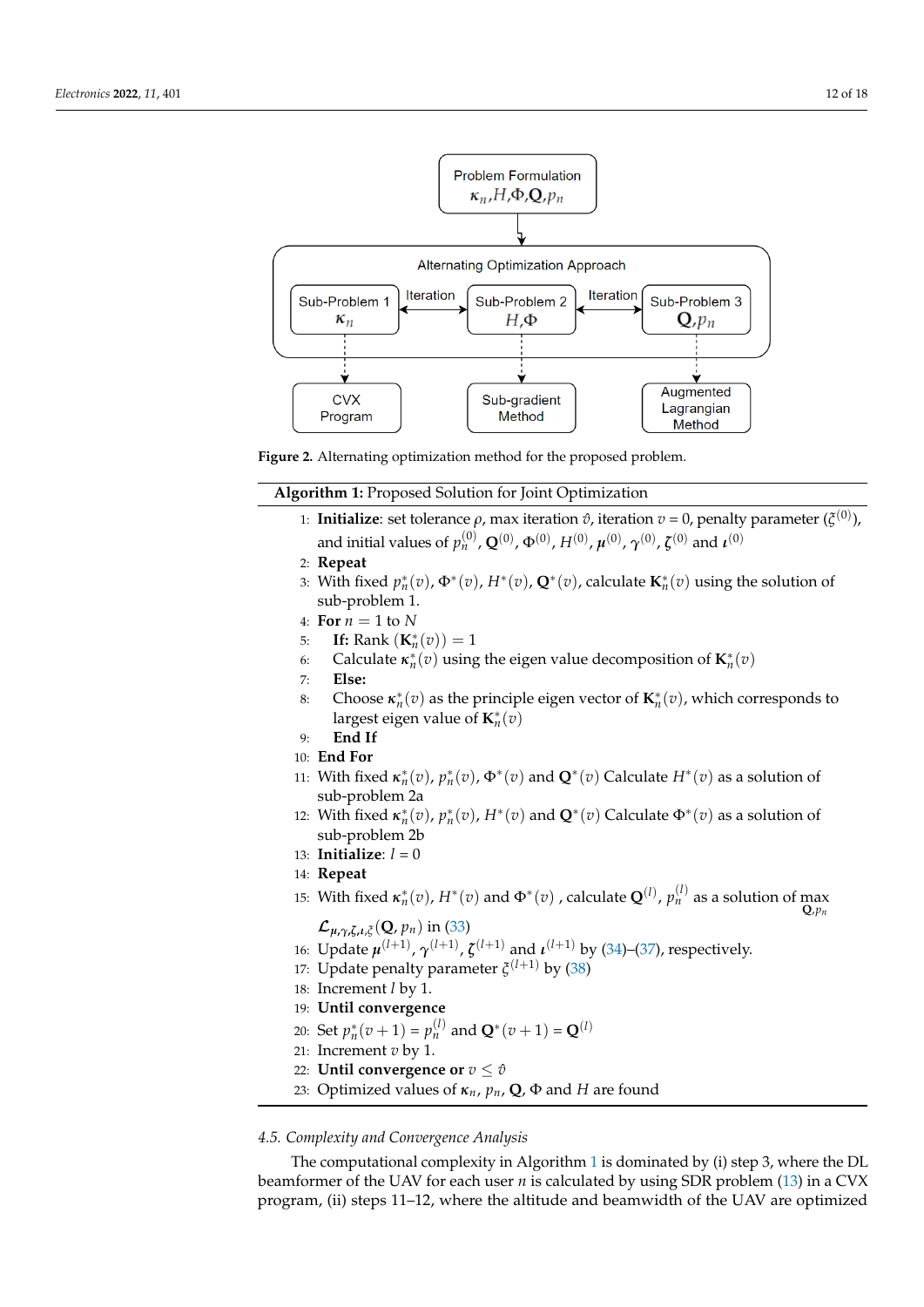Figure 2. Alternating optimization method for the proposed problem.

**Algorithm 1:** Proposed Solution for Joint Optimization

1: **Initialize**: set tolerance $\rho$, max iteration $\hat{v}$, iteration $v = 0$, penalty parameter ($\xi^{(0)}$), and initial values of $p_n^{(0)}$, $\mathbf{Q}^{(0)}$, $\Phi^{(0)}$, $H^{(0)}$, $\boldsymbol{\mu}^{(0)}$, $\boldsymbol{\gamma}^{(0)}$, $\boldsymbol{\zeta}^{(0)}$ and $\boldsymbol{\iota}^{(0)}$

2: **Repeat**

3: With fixed $p_n^*(v)$, $\Phi^*(v)$, $H^*(v)$, $\mathbf{Q}^*(v)$, calculate $\mathbf{K}_n^*(v)$ using the solution of sub-problem 1.

4: **For** $n = 1$ to $N$

5: **If:** Rank $(\mathbf{K}_n^*(v)) = 1$

6: Calculate $\boldsymbol{\kappa}_n^*(v)$ using the eigen value decomposition of $\mathbf{K}_n^*(v)$

7: **Else:**

8: Choose $\boldsymbol{\kappa}_n^*(v)$ as the principle eigen vector of $\mathbf{K}_n^*(v)$, which corresponds to largest eigen value of $\mathbf{K}_n^*(v)$

9: **End If**

10: **End For**

11: With fixed $\boldsymbol{\kappa}_n^*(v)$, $p_n^*(v)$, $\Phi^*(v)$ and $\mathbf{Q}^*(v)$ Calculate $H^*(v)$ as a solution of sub-problem 2a

12: With fixed $\boldsymbol{\kappa}_n^*(v)$, $p_n^*(v)$, $H^*(v)$ and $\mathbf{Q}^*(v)$ Calculate $\Phi^*(v)$ as a solution of sub-problem 2b

13: **Initialize**: $l = 0$

14: **Repeat**

15: With fixed $\boldsymbol{\kappa}_n^*(v)$, $H^*(v)$ and $\Phi^*(v)$ , calculate $\mathbf{Q}^{(l)}$, $p_n^{(l)}$ as a solution of $\max_{\mathbf{Q},p_n} \mathcal{L}_{\boldsymbol{\mu},\boldsymbol{\gamma},\boldsymbol{\zeta},\boldsymbol{\iota},\xi}(\mathbf{Q}, p_n)$ in (33)

16: Update $\boldsymbol{\mu}^{(l+1)}$, $\boldsymbol{\gamma}^{(l+1)}$, $\boldsymbol{\zeta}^{(l+1)}$ and $\boldsymbol{\iota}^{(l+1)}$ by (34)–(37), respectively.

17: Update penalty parameter $\xi^{(l+1)}$ by (38)

18: Increment $l$ by 1.

19: **Until convergence**

20: Set $p_n^*(v+1) = p_n^{(l)}$ and $\mathbf{Q}^*(v+1) = \mathbf{Q}^{(l)}$

21: Increment $v$ by 1.

22: **Until convergence or** $v \leq \hat{v}$

23: Optimized values of $\boldsymbol{\kappa}_n$, $p_n$, $\mathbf{Q}$, $\Phi$ and $H$ are found

### 4.5. Complexity and Convergence Analysis

The computational complexity in Algorithm 1 is dominated by (i) step 3, where the DL beamformer of the UAV for each user $n$ is calculated by using SDR problem (13) in a CVX program, (ii) steps 11–12, where the altitude and beamwidth of the UAV are optimized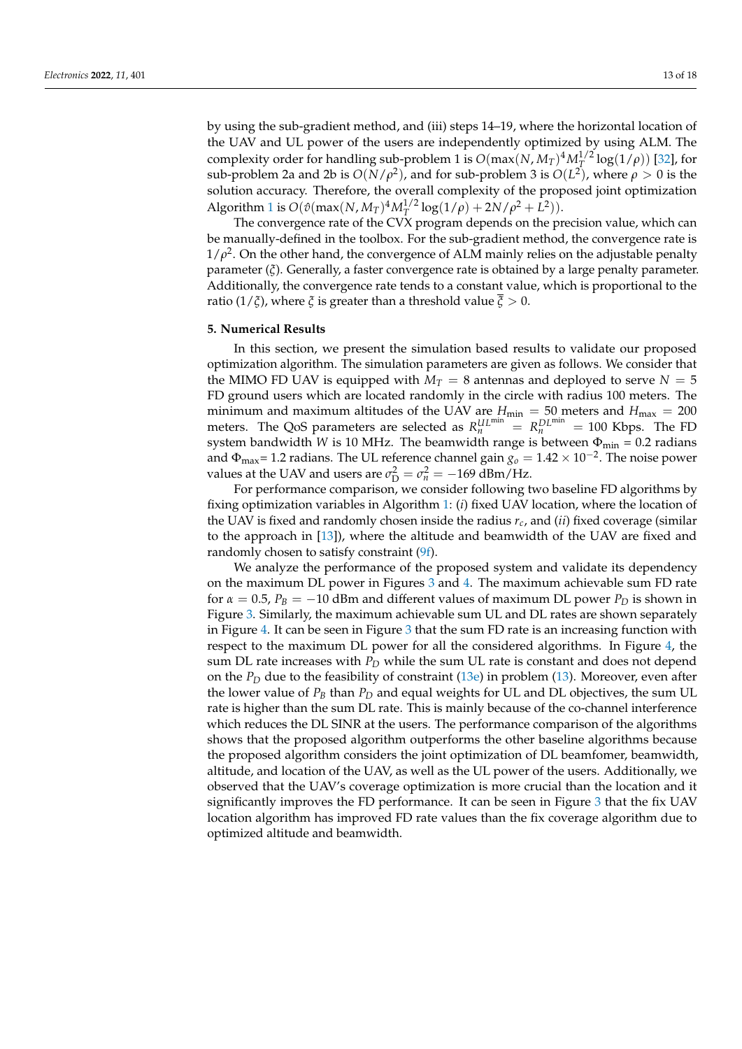by using the sub-gradient method, and (iii) steps 14–19, where the horizontal location of the UAV and UL power of the users are independently optimized by using ALM. The complexity order for handling sub-problem 1 is $O(\max(N, M_T)^4 M_T^{1/2} \log(1/\rho))$ [32], for sub-problem 2a and 2b is $O(N/\rho^2)$, and for sub-problem 3 is $O(L^2)$, where $\rho > 0$ is the solution accuracy. Therefore, the overall complexity of the proposed joint optimization Algorithm 1 is $O(\hat{v}(\max(N, M_T)^4 M_T^{1/2} \log(1/\rho) + 2N/\rho^2 + L^2))$.

The convergence rate of the CVX program depends on the precision value, which can be manually-defined in the toolbox. For the sub-gradient method, the convergence rate is $1/\rho^2$. On the other hand, the convergence of ALM mainly relies on the adjustable penalty parameter ($\xi$). Generally, a faster convergence rate is obtained by a large penalty parameter. Additionally, the convergence rate tends to a constant value, which is proportional to the ratio ($1/\xi$), where $\xi$ is greater than a threshold value $\overline{\xi} > 0$.

## 5. Numerical Results

In this section, we present the simulation based results to validate our proposed optimization algorithm. The simulation parameters are given as follows. We consider that the MIMO FD UAV is equipped with $M_T = 8$ antennas and deployed to serve $N = 5$ FD ground users which are located randomly in the circle with radius 100 meters. The minimum and maximum altitudes of the UAV are $H_{\min} = 50$ meters and $H_{\max} = 200$ meters. The QoS parameters are selected as $R_n^{UL^{\min}} = R_n^{DL^{\min}} = 100$ Kbps. The FD system bandwidth $W$ is 10 MHz. The beamwidth range is between $\Phi_{\min}$ = 0.2 radians and $\Phi_{\max}$= 1.2 radians. The UL reference channel gain $g_o = 1.42 \times 10^{-2}$. The noise power values at the UAV and users are $\sigma_D^2 = \sigma_n^2 = -169$ dBm/Hz.

For performance comparison, we consider following two baseline FD algorithms by fixing optimization variables in Algorithm 1: (*i*) fixed UAV location, where the location of the UAV is fixed and randomly chosen inside the radius $r_c$, and (*ii*) fixed coverage (similar to the approach in [13]), where the altitude and beamwidth of the UAV are fixed and randomly chosen to satisfy constraint (9f).

We analyze the performance of the proposed system and validate its dependency on the maximum DL power in Figures 3 and 4. The maximum achievable sum FD rate for $\alpha = 0.5$, $P_B = -10$ dBm and different values of maximum DL power $P_D$ is shown in Figure 3. Similarly, the maximum achievable sum UL and DL rates are shown separately in Figure 4. It can be seen in Figure 3 that the sum FD rate is an increasing function with respect to the maximum DL power for all the considered algorithms. In Figure 4, the sum DL rate increases with $P_D$ while the sum UL rate is constant and does not depend on the $P_D$ due to the feasibility of constraint (13e) in problem (13). Moreover, even after the lower value of $P_B$ than $P_D$ and equal weights for UL and DL objectives, the sum UL rate is higher than the sum DL rate. This is mainly because of the co-channel interference which reduces the DL SINR at the users. The performance comparison of the algorithms shows that the proposed algorithm outperforms the other baseline algorithms because the proposed algorithm considers the joint optimization of DL beamfomer, beamwidth, altitude, and location of the UAV, as well as the UL power of the users. Additionally, we observed that the UAV's coverage optimization is more crucial than the location and it significantly improves the FD performance. It can be seen in Figure 3 that the fix UAV location algorithm has improved FD rate values than the fix coverage algorithm due to optimized altitude and beamwidth.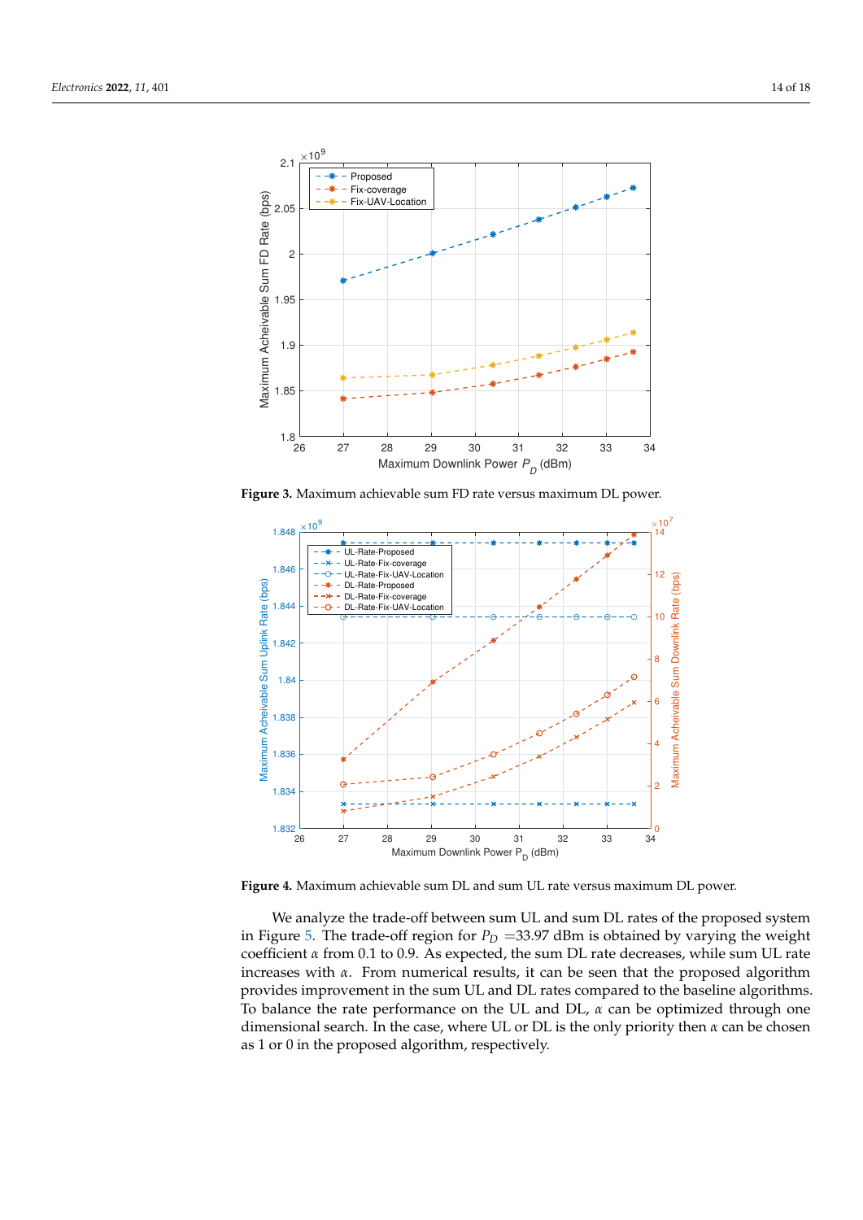**Figure 3.** Maximum achievable sum FD rate versus maximum DL power.

**Figure 4.** Maximum achievable sum DL and sum UL rate versus maximum DL power.

We analyze the trade-off between sum UL and sum DL rates of the proposed system in Figure 5. The trade-off region for $P_D$ =33.97 dBm is obtained by varying the weight coefficient $\alpha$ from 0.1 to 0.9. As expected, the sum DL rate decreases, while sum UL rate increases with $\alpha$. From numerical results, it can be seen that the proposed algorithm provides improvement in the sum UL and DL rates compared to the baseline algorithms. To balance the rate performance on the UL and DL, $\alpha$ can be optimized through one dimensional search. In the case, where UL or DL is the only priority then $\alpha$ can be chosen as 1 or 0 in the proposed algorithm, respectively.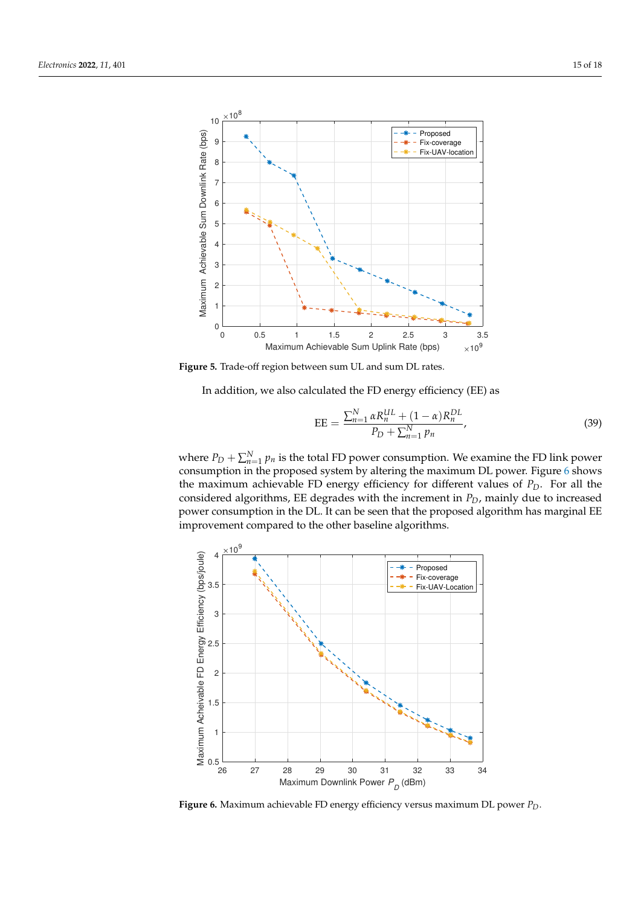**Figure 5.** Trade-off region between sum UL and sum DL rates.

In addition, we also calculated the FD energy efficiency (EE) as

$$\text{EE} = \frac{\sum_{n=1}^{N} \alpha R_n^{UL} + (1-\alpha) R_n^{DL}}{P_D + \sum_{n=1}^{N} p_n}, \tag{39}$$

where $P_D + \sum_{n=1}^{N} p_n$ is the total FD power consumption. We examine the FD link power consumption in the proposed system by altering the maximum DL power. Figure 6 shows the maximum achievable FD energy efficiency for different values of $P_D$. For all the considered algorithms, EE degrades with the increment in $P_D$, mainly due to increased power consumption in the DL. It can be seen that the proposed algorithm has marginal EE improvement compared to the other baseline algorithms.

**Figure 6.** Maximum achievable FD energy efficiency versus maximum DL power $P_D$.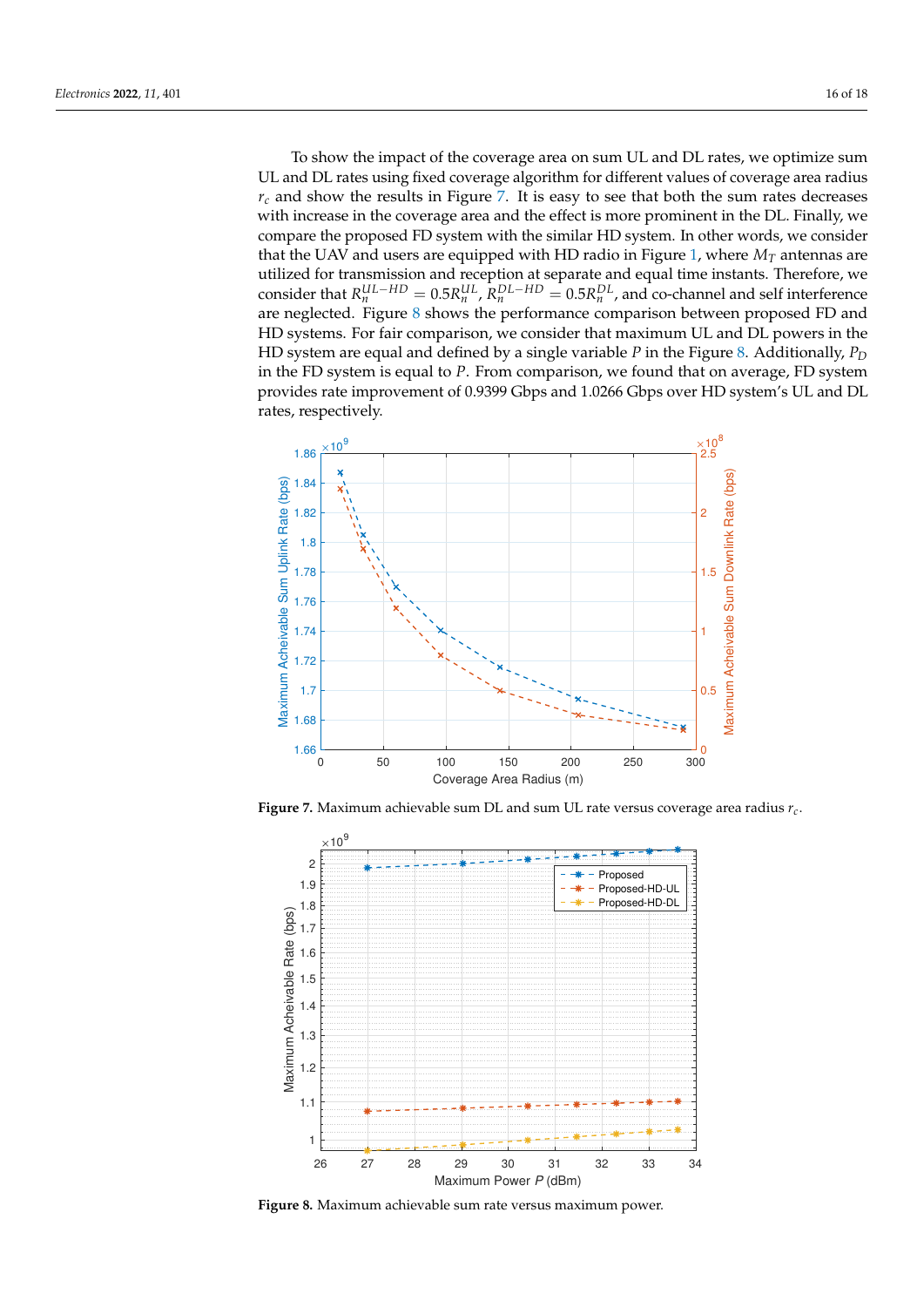To show the impact of the coverage area on sum UL and DL rates, we optimize sum UL and DL rates using fixed coverage algorithm for different values of coverage area radius $r_c$ and show the results in Figure 7. It is easy to see that both the sum rates decreases with increase in the coverage area and the effect is more prominent in the DL. Finally, we compare the proposed FD system with the similar HD system. In other words, we consider that the UAV and users are equipped with HD radio in Figure 1, where $M_T$ antennas are utilized for transmission and reception at separate and equal time instants. Therefore, we consider that $R_n^{UL-HD} = 0.5R_n^{UL}$, $R_n^{DL-HD} = 0.5R_n^{DL}$, and co-channel and self interference are neglected. Figure 8 shows the performance comparison between proposed FD and HD systems. For fair comparison, we consider that maximum UL and DL powers in the HD system are equal and defined by a single variable $P$ in the Figure 8. Additionally, $P_D$ in the FD system is equal to $P$. From comparison, we found that on average, FD system provides rate improvement of 0.9399 Gbps and 1.0266 Gbps over HD system's UL and DL rates, respectively.

**Figure 7.** Maximum achievable sum DL and sum UL rate versus coverage area radius $r_c$.

**Figure 8.** Maximum achievable sum rate versus maximum power.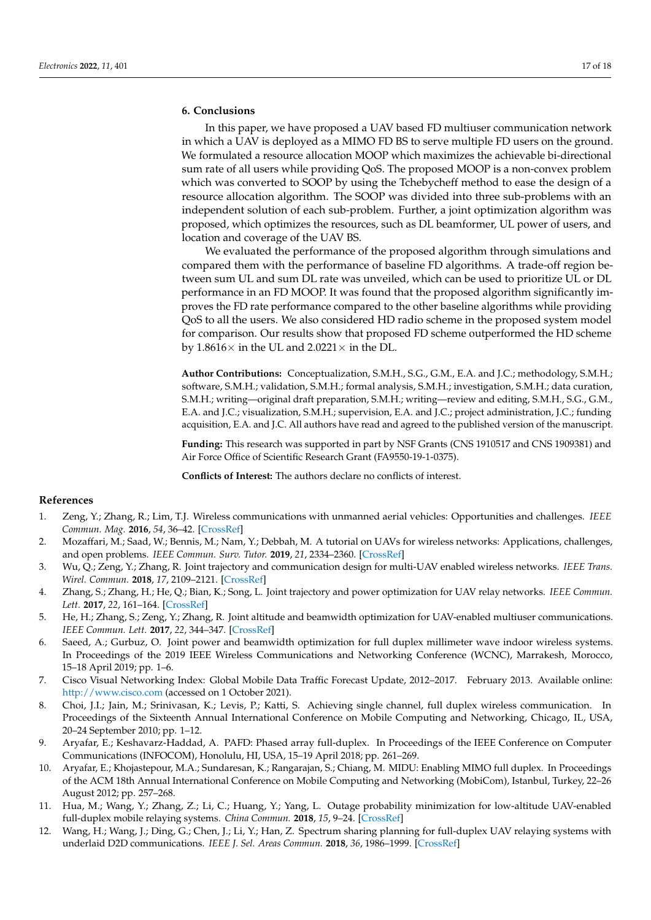## 6. Conclusions

In this paper, we have proposed a UAV based FD multiuser communication network in which a UAV is deployed as a MIMO FD BS to serve multiple FD users on the ground. We formulated a resource allocation MOOP which maximizes the achievable bi-directional sum rate of all users while providing QoS. The proposed MOOP is a non-convex problem which was converted to SOOP by using the Tchebycheff method to ease the design of a resource allocation algorithm. The SOOP was divided into three sub-problems with an independent solution of each sub-problem. Further, a joint optimization algorithm was proposed, which optimizes the resources, such as DL beamformer, UL power of users, and location and coverage of the UAV BS.

We evaluated the performance of the proposed algorithm through simulations and compared them with the performance of baseline FD algorithms. A trade-off region between sum UL and sum DL rate was unveiled, which can be used to prioritize UL or DL performance in an FD MOOP. It was found that the proposed algorithm significantly improves the FD rate performance compared to the other baseline algorithms while providing QoS to all the users. We also considered HD radio scheme in the proposed system model for comparison. Our results show that proposed FD scheme outperformed the HD scheme by 1.8616× in the UL and 2.0221× in the DL.

**Author Contributions:** Conceptualization, S.M.H., S.G., G.M., E.A. and J.C.; methodology, S.M.H.; software, S.M.H.; validation, S.M.H.; formal analysis, S.M.H.; investigation, S.M.H.; data curation, S.M.H.; writing—original draft preparation, S.M.H.; writing—review and editing, S.M.H., S.G., G.M., E.A. and J.C.; visualization, S.M.H.; supervision, E.A. and J.C.; project administration, J.C.; funding acquisition, E.A. and J.C. All authors have read and agreed to the published version of the manuscript.

**Funding:** This research was supported in part by NSF Grants (CNS 1910517 and CNS 1909381) and Air Force Office of Scientific Research Grant (FA9550-19-1-0375).

**Conflicts of Interest:** The authors declare no conflicts of interest.

## References

1. Zeng, Y.; Zhang, R.; Lim, T.J. Wireless communications with unmanned aerial vehicles: Opportunities and challenges. *IEEE Commun. Mag.* **2016**, *54*, 36–42. [CrossRef]
2. Mozaffari, M.; Saad, W.; Bennis, M.; Nam, Y.; Debbah, M. A tutorial on UAVs for wireless networks: Applications, challenges, and open problems. *IEEE Commun. Surv. Tutor.* **2019**, *21*, 2334–2360. [CrossRef]
3. Wu, Q.; Zeng, Y.; Zhang, R. Joint trajectory and communication design for multi-UAV enabled wireless networks. *IEEE Trans. Wirel. Commun.* **2018**, *17*, 2109–2121. [CrossRef]
4. Zhang, S.; Zhang, H.; He, Q.; Bian, K.; Song, L. Joint trajectory and power optimization for UAV relay networks. *IEEE Commun. Lett.* **2017**, *22*, 161–164. [CrossRef]
5. He, H.; Zhang, S.; Zeng, Y.; Zhang, R. Joint altitude and beamwidth optimization for UAV-enabled multiuser communications. *IEEE Commun. Lett.* **2017**, *22*, 344–347. [CrossRef]
6. Saeed, A.; Gurbuz, O. Joint power and beamwidth optimization for full duplex millimeter wave indoor wireless systems. In Proceedings of the 2019 IEEE Wireless Communications and Networking Conference (WCNC), Marrakesh, Morocco, 15–18 April 2019; pp. 1–6.
7. Cisco Visual Networking Index: Global Mobile Data Traffic Forecast Update, 2012–2017. February 2013. Available online: http://www.cisco.com (accessed on 1 October 2021).
8. Choi, J.I.; Jain, M.; Srinivasan, K.; Levis, P.; Katti, S. Achieving single channel, full duplex wireless communication. In Proceedings of the Sixteenth Annual International Conference on Mobile Computing and Networking, Chicago, IL, USA, 20–24 September 2010; pp. 1–12.
9. Aryafar, E.; Keshavarz-Haddad, A. PAFD: Phased array full-duplex. In Proceedings of the IEEE Conference on Computer Communications (INFOCOM), Honolulu, HI, USA, 15–19 April 2018; pp. 261–269.
10. Aryafar, E.; Khojastepour, M.A.; Sundaresan, K.; Rangarajan, S.; Chiang, M. MIDU: Enabling MIMO full duplex. In Proceedings of the ACM 18th Annual International Conference on Mobile Computing and Networking (MobiCom), Istanbul, Turkey, 22–26 August 2012; pp. 257–268.
11. Hua, M.; Wang, Y.; Zhang, Z.; Li, C.; Huang, Y.; Yang, L. Outage probability minimization for low-altitude UAV-enabled full-duplex mobile relaying systems. *China Commun.* **2018**, *15*, 9–24. [CrossRef]
12. Wang, H.; Wang, J.; Ding, G.; Chen, J.; Li, Y.; Han, Z. Spectrum sharing planning for full-duplex UAV relaying systems with underlaid D2D communications. *IEEE J. Sel. Areas Commun.* **2018**, *36*, 1986–1999. [CrossRef]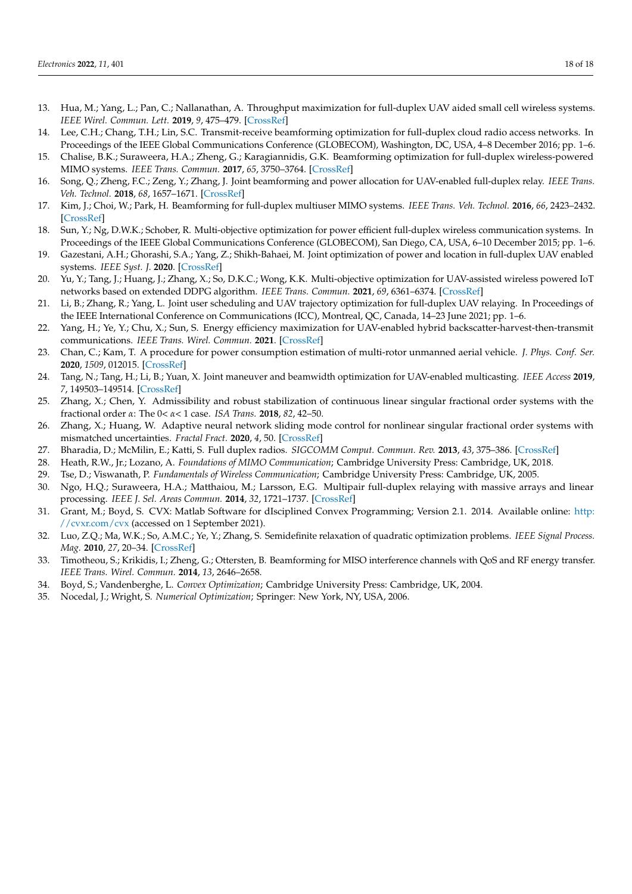13. Hua, M.; Yang, L.; Pan, C.; Nallanathan, A. Throughput maximization for full-duplex UAV aided small cell wireless systems. *IEEE Wirel. Commun. Lett.* **2019**, *9*, 475–479. [CrossRef]
14. Lee, C.H.; Chang, T.H.; Lin, S.C. Transmit-receive beamforming optimization for full-duplex cloud radio access networks. In Proceedings of the IEEE Global Communications Conference (GLOBECOM), Washington, DC, USA, 4–8 December 2016; pp. 1–6.
15. Chalise, B.K.; Suraweera, H.A.; Zheng, G.; Karagiannidis, G.K. Beamforming optimization for full-duplex wireless-powered MIMO systems. *IEEE Trans. Commun.* **2017**, *65*, 3750–3764. [CrossRef]
16. Song, Q.; Zheng, F.C.; Zeng, Y.; Zhang, J. Joint beamforming and power allocation for UAV-enabled full-duplex relay. *IEEE Trans. Veh. Technol.* **2018**, *68*, 1657–1671. [CrossRef]
17. Kim, J.; Choi, W.; Park, H. Beamforming for full-duplex multiuser MIMO systems. *IEEE Trans. Veh. Technol.* **2016**, *66*, 2423–2432. [CrossRef]
18. Sun, Y.; Ng, D.W.K.; Schober, R. Multi-objective optimization for power efficient full-duplex wireless communication systems. In Proceedings of the IEEE Global Communications Conference (GLOBECOM), San Diego, CA, USA, 6–10 December 2015; pp. 1–6.
19. Gazestani, A.H.; Ghorashi, S.A.; Yang, Z.; Shikh-Bahaei, M. Joint optimization of power and location in full-duplex UAV enabled systems. *IEEE Syst. J.* **2020**. [CrossRef]
20. Yu, Y.; Tang, J.; Huang, J.; Zhang, X.; So, D.K.C.; Wong, K.K. Multi-objective optimization for UAV-assisted wireless powered IoT networks based on extended DDPG algorithm. *IEEE Trans. Commun.* **2021**, *69*, 6361–6374. [CrossRef]
21. Li, B.; Zhang, R.; Yang, L. Joint user scheduling and UAV trajectory optimization for full-duplex UAV relaying. In Proceedings of the IEEE International Conference on Communications (ICC), Montreal, QC, Canada, 14–23 June 2021; pp. 1–6.
22. Yang, H.; Ye, Y.; Chu, X.; Sun, S. Energy efficiency maximization for UAV-enabled hybrid backscatter-harvest-then-transmit communications. *IEEE Trans. Wirel. Commun.* **2021**. [CrossRef]
23. Chan, C.; Kam, T. A procedure for power consumption estimation of multi-rotor unmanned aerial vehicle. *J. Phys. Conf. Ser.* **2020**, *1509*, 012015. [CrossRef]
24. Tang, N.; Tang, H.; Li, B.; Yuan, X. Joint maneuver and beamwidth optimization for UAV-enabled multicasting. *IEEE Access* **2019**, *7*, 149503–149514. [CrossRef]
25. Zhang, X.; Chen, Y. Admissibility and robust stabilization of continuous linear singular fractional order systems with the fractional order $\alpha$: The $0< \alpha< 1$ case. *ISA Trans.* **2018**, *82*, 42–50.
26. Zhang, X.; Huang, W. Adaptive neural network sliding mode control for nonlinear singular fractional order systems with mismatched uncertainties. *Fractal Fract.* **2020**, *4*, 50. [CrossRef]
27. Bharadia, D.; McMilin, E.; Katti, S. Full duplex radios. *SIGCOMM Comput. Commun. Rev.* **2013**, *43*, 375–386. [CrossRef]
28. Heath, R.W., Jr.; Lozano, A. *Foundations of MIMO Communication*; Cambridge University Press: Cambridge, UK, 2018.
29. Tse, D.; Viswanath, P. *Fundamentals of Wireless Communication*; Cambridge University Press: Cambridge, UK, 2005.
30. Ngo, H.Q.; Suraweera, H.A.; Matthaiou, M.; Larsson, E.G. Multipair full-duplex relaying with massive arrays and linear processing. *IEEE J. Sel. Areas Commun.* **2014**, *32*, 1721–1737. [CrossRef]
31. Grant, M.; Boyd, S. CVX: Matlab Software for dIsciplined Convex Programming; Version 2.1. 2014. Available online: http://cvxr.com/cvx (accessed on 1 September 2021).
32. Luo, Z.Q.; Ma, W.K.; So, A.M.C.; Ye, Y.; Zhang, S. Semidefinite relaxation of quadratic optimization problems. *IEEE Signal Process. Mag.* **2010**, *27*, 20–34. [CrossRef]
33. Timotheou, S.; Krikidis, I.; Zheng, G.; Ottersten, B. Beamforming for MISO interference channels with QoS and RF energy transfer. *IEEE Trans. Wirel. Commun.* **2014**, *13*, 2646–2658.
34. Boyd, S.; Vandenberghe, L. *Convex Optimization*; Cambridge University Press: Cambridge, UK, 2004.
35. Nocedal, J.; Wright, S. *Numerical Optimization*; Springer: New York, NY, USA, 2006.